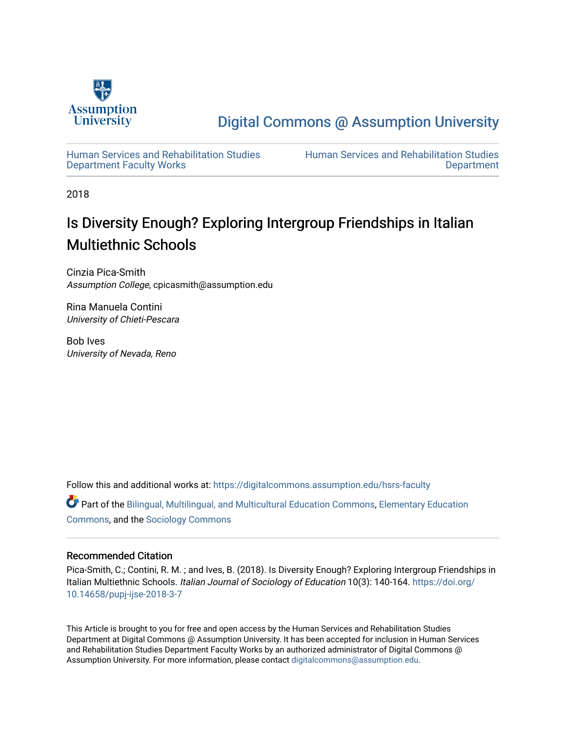Assumption University

# Digital Commons @ Assumption University

Human Services and Rehabilitation Studies Department Faculty Works

Human Services and Rehabilitation Studies Department

2018

## Is Diversity Enough? Exploring Intergroup Friendships in Italian Multiethnic Schools

Cinzia Pica-Smith
*Assumption College*, cpicasmith@assumption.edu

Rina Manuela Contini
*University of Chieti-Pescara*

Bob Ives
*University of Nevada, Reno*

Follow this and additional works at: https://digitalcommons.assumption.edu/hsrs-faculty

Part of the Bilingual, Multilingual, and Multicultural Education Commons, Elementary Education Commons, and the Sociology Commons

### Recommended Citation

Pica-Smith, C.; Contini, R. M. ; and Ives, B. (2018). Is Diversity Enough? Exploring Intergroup Friendships in Italian Multiethnic Schools. *Italian Journal of Sociology of Education* 10(3): 140-164. https://doi.org/10.14658/pupj-ijse-2018-3-7

This Article is brought to you for free and open access by the Human Services and Rehabilitation Studies Department at Digital Commons @ Assumption University. It has been accepted for inclusion in Human Services and Rehabilitation Studies Department Faculty Works by an authorized administrator of Digital Commons @ Assumption University. For more information, please contact digitalcommons@assumption.edu.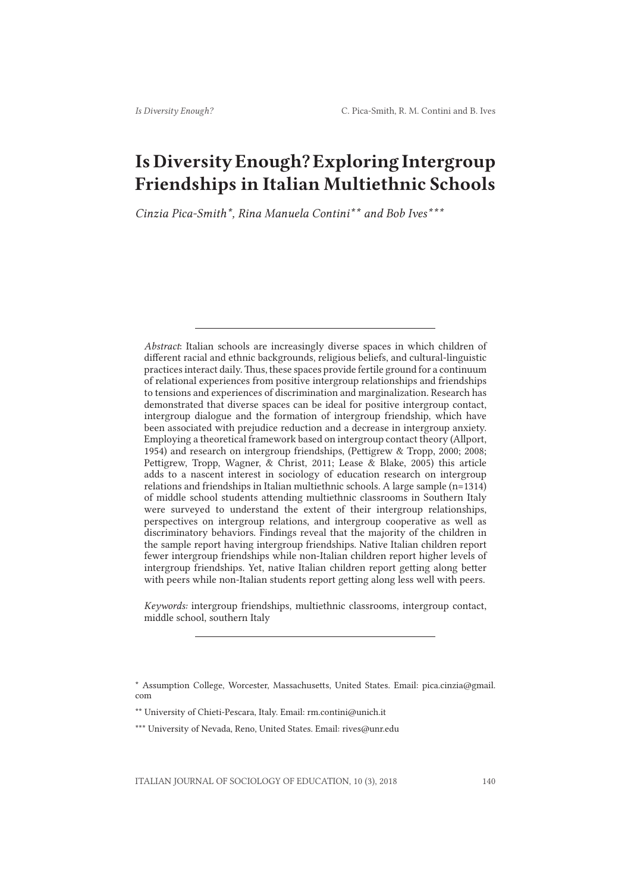# Is Diversity Enough? Exploring Intergroup Friendships in Italian Multiethnic Schools

*Cinzia Pica-Smith*, Rina Manuela Contini** and Bob Ives****

*Abstract*: Italian schools are increasingly diverse spaces in which children of different racial and ethnic backgrounds, religious beliefs, and cultural-linguistic practices interact daily. Thus, these spaces provide fertile ground for a continuum of relational experiences from positive intergroup relationships and friendships to tensions and experiences of discrimination and marginalization. Research has demonstrated that diverse spaces can be ideal for positive intergroup contact, intergroup dialogue and the formation of intergroup friendship, which have been associated with prejudice reduction and a decrease in intergroup anxiety. Employing a theoretical framework based on intergroup contact theory (Allport, 1954) and research on intergroup friendships, (Pettigrew & Tropp, 2000; 2008; Pettigrew, Tropp, Wagner, & Christ, 2011; Lease & Blake, 2005) this article adds to a nascent interest in sociology of education research on intergroup relations and friendships in Italian multiethnic schools. A large sample (n=1314) of middle school students attending multiethnic classrooms in Southern Italy were surveyed to understand the extent of their intergroup relationships, perspectives on intergroup relations, and intergroup cooperative as well as discriminatory behaviors. Findings reveal that the majority of the children in the sample report having intergroup friendships. Native Italian children report fewer intergroup friendships while non-Italian children report higher levels of intergroup friendships. Yet, native Italian children report getting along better with peers while non-Italian students report getting along less well with peers.

*Keywords:* intergroup friendships, multiethnic classrooms, intergroup contact, middle school, southern Italy

\* Assumption College, Worcester, Massachusetts, United States. Email: pica.cinzia@gmail.com

\*\* University of Chieti-Pescara, Italy. Email: rm.contini@unich.it

\*\*\* University of Nevada, Reno, United States. Email: rives@unr.edu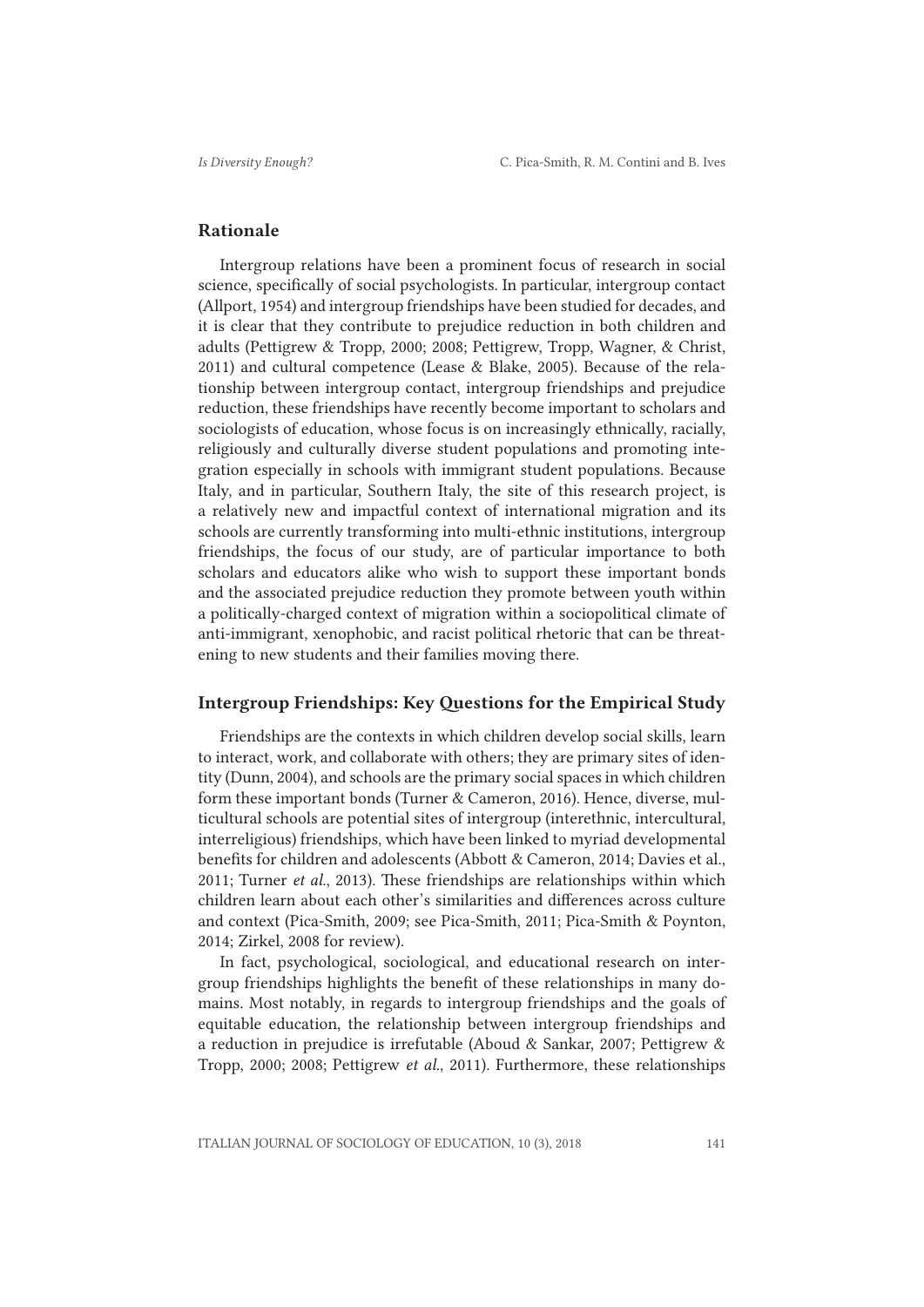## Rationale

Intergroup relations have been a prominent focus of research in social science, specifically of social psychologists. In particular, intergroup contact (Allport, 1954) and intergroup friendships have been studied for decades, and it is clear that they contribute to prejudice reduction in both children and adults (Pettigrew & Tropp, 2000; 2008; Pettigrew, Tropp, Wagner, & Christ, 2011) and cultural competence (Lease & Blake, 2005). Because of the relationship between intergroup contact, intergroup friendships and prejudice reduction, these friendships have recently become important to scholars and sociologists of education, whose focus is on increasingly ethnically, racially, religiously and culturally diverse student populations and promoting integration especially in schools with immigrant student populations. Because Italy, and in particular, Southern Italy, the site of this research project, is a relatively new and impactful context of international migration and its schools are currently transforming into multi-ethnic institutions, intergroup friendships, the focus of our study, are of particular importance to both scholars and educators alike who wish to support these important bonds and the associated prejudice reduction they promote between youth within a politically-charged context of migration within a sociopolitical climate of anti-immigrant, xenophobic, and racist political rhetoric that can be threatening to new students and their families moving there.

## Intergroup Friendships: Key Questions for the Empirical Study

Friendships are the contexts in which children develop social skills, learn to interact, work, and collaborate with others; they are primary sites of identity (Dunn, 2004), and schools are the primary social spaces in which children form these important bonds (Turner & Cameron, 2016). Hence, diverse, multicultural schools are potential sites of intergroup (interethnic, intercultural, interreligious) friendships, which have been linked to myriad developmental benefits for children and adolescents (Abbott & Cameron, 2014; Davies et al., 2011; Turner *et al.*, 2013). These friendships are relationships within which children learn about each other's similarities and differences across culture and context (Pica-Smith, 2009; see Pica-Smith, 2011; Pica-Smith & Poynton, 2014; Zirkel, 2008 for review).

In fact, psychological, sociological, and educational research on intergroup friendships highlights the benefit of these relationships in many domains. Most notably, in regards to intergroup friendships and the goals of equitable education, the relationship between intergroup friendships and a reduction in prejudice is irrefutable (Aboud & Sankar, 2007; Pettigrew & Tropp, 2000; 2008; Pettigrew *et al.*, 2011). Furthermore, these relationships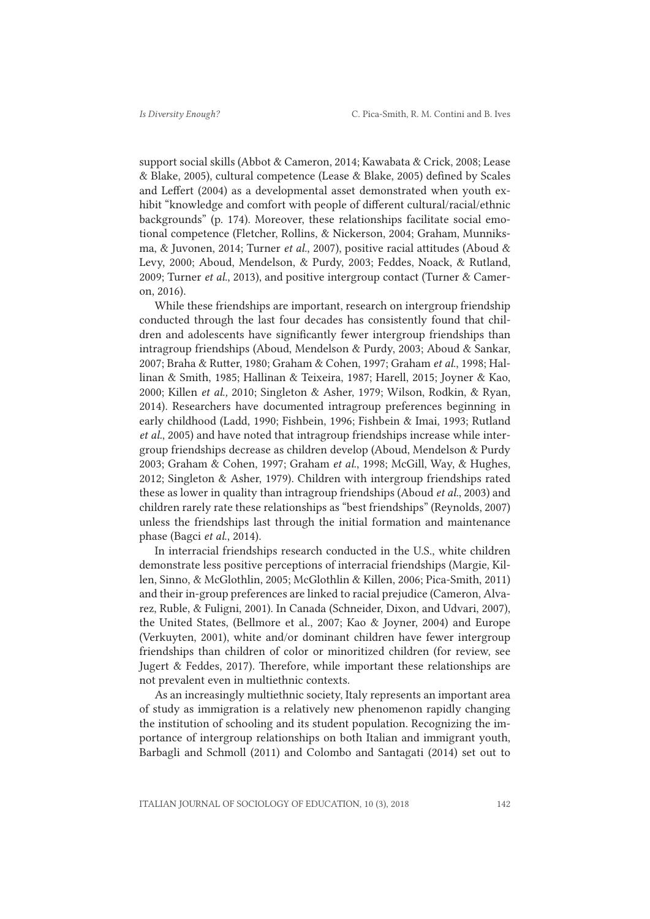support social skills (Abbot & Cameron, 2014; Kawabata & Crick, 2008; Lease & Blake, 2005), cultural competence (Lease & Blake, 2005) defined by Scales and Leffert (2004) as a developmental asset demonstrated when youth exhibit "knowledge and comfort with people of different cultural/racial/ethnic backgrounds" (p. 174). Moreover, these relationships facilitate social emotional competence (Fletcher, Rollins, & Nickerson, 2004; Graham, Munniksma, & Juvonen, 2014; Turner *et al.*, 2007), positive racial attitudes (Aboud & Levy, 2000; Aboud, Mendelson, & Purdy, 2003; Feddes, Noack, & Rutland, 2009; Turner *et al.*, 2013), and positive intergroup contact (Turner & Cameron, 2016).

While these friendships are important, research on intergroup friendship conducted through the last four decades has consistently found that children and adolescents have significantly fewer intergroup friendships than intragroup friendships (Aboud, Mendelson & Purdy, 2003; Aboud & Sankar, 2007; Braha & Rutter, 1980; Graham & Cohen, 1997; Graham *et al.*, 1998; Hallinan & Smith, 1985; Hallinan & Teixeira, 1987; Harell, 2015; Joyner & Kao, 2000; Killen *et al.,* 2010; Singleton & Asher, 1979; Wilson, Rodkin, & Ryan, 2014). Researchers have documented intragroup preferences beginning in early childhood (Ladd, 1990; Fishbein, 1996; Fishbein & Imai, 1993; Rutland *et al.*, 2005) and have noted that intragroup friendships increase while intergroup friendships decrease as children develop (Aboud, Mendelson & Purdy 2003; Graham & Cohen, 1997; Graham *et al.*, 1998; McGill, Way, & Hughes, 2012; Singleton & Asher, 1979). Children with intergroup friendships rated these as lower in quality than intragroup friendships (Aboud *et al.*, 2003) and children rarely rate these relationships as "best friendships" (Reynolds, 2007) unless the friendships last through the initial formation and maintenance phase (Bagci *et al.*, 2014).

In interracial friendships research conducted in the U.S., white children demonstrate less positive perceptions of interracial friendships (Margie, Killen, Sinno, & McGlothlin, 2005; McGlothlin & Killen, 2006; Pica-Smith, 2011) and their in-group preferences are linked to racial prejudice (Cameron, Alvarez, Ruble, & Fuligni, 2001). In Canada (Schneider, Dixon, and Udvari, 2007), the United States, (Bellmore et al., 2007; Kao & Joyner, 2004) and Europe (Verkuyten, 2001), white and/or dominant children have fewer intergroup friendships than children of color or minoritized children (for review, see Jugert & Feddes, 2017). Therefore, while important these relationships are not prevalent even in multiethnic contexts.

As an increasingly multiethnic society, Italy represents an important area of study as immigration is a relatively new phenomenon rapidly changing the institution of schooling and its student population. Recognizing the importance of intergroup relationships on both Italian and immigrant youth, Barbagli and Schmoll (2011) and Colombo and Santagati (2014) set out to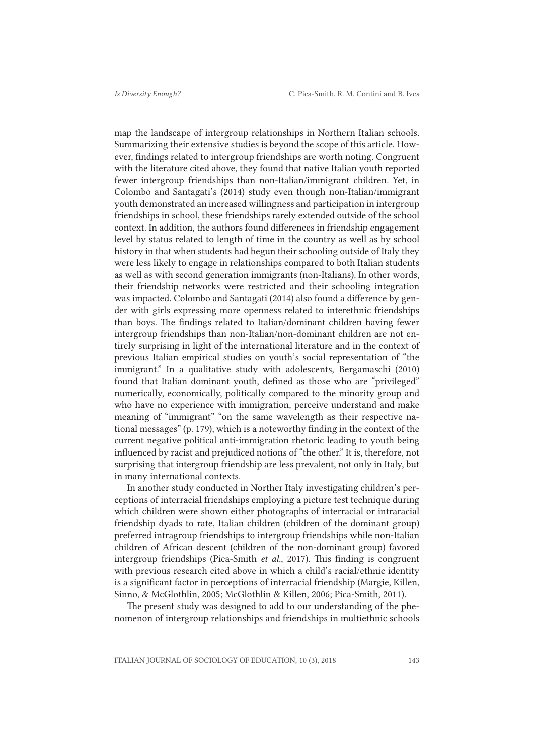map the landscape of intergroup relationships in Northern Italian schools. Summarizing their extensive studies is beyond the scope of this article. However, findings related to intergroup friendships are worth noting. Congruent with the literature cited above, they found that native Italian youth reported fewer intergroup friendships than non-Italian/immigrant children. Yet, in Colombo and Santagati's (2014) study even though non-Italian/immigrant youth demonstrated an increased willingness and participation in intergroup friendships in school, these friendships rarely extended outside of the school context. In addition, the authors found differences in friendship engagement level by status related to length of time in the country as well as by school history in that when students had begun their schooling outside of Italy they were less likely to engage in relationships compared to both Italian students as well as with second generation immigrants (non-Italians). In other words, their friendship networks were restricted and their schooling integration was impacted. Colombo and Santagati (2014) also found a difference by gender with girls expressing more openness related to interethnic friendships than boys. The findings related to Italian/dominant children having fewer intergroup friendships than non-Italian/non-dominant children are not entirely surprising in light of the international literature and in the context of previous Italian empirical studies on youth's social representation of "the immigrant." In a qualitative study with adolescents, Bergamaschi (2010) found that Italian dominant youth, defined as those who are "privileged" numerically, economically, politically compared to the minority group and who have no experience with immigration, perceive understand and make meaning of "immigrant" "on the same wavelength as their respective national messages" (p. 179), which is a noteworthy finding in the context of the current negative political anti-immigration rhetoric leading to youth being influenced by racist and prejudiced notions of "the other." It is, therefore, not surprising that intergroup friendship are less prevalent, not only in Italy, but in many international contexts.

In another study conducted in Norther Italy investigating children's perceptions of interracial friendships employing a picture test technique during which children were shown either photographs of interracial or intraracial friendship dyads to rate, Italian children (children of the dominant group) preferred intragroup friendships to intergroup friendships while non-Italian children of African descent (children of the non-dominant group) favored intergroup friendships (Pica-Smith *et al.*, 2017). This finding is congruent with previous research cited above in which a child's racial/ethnic identity is a significant factor in perceptions of interracial friendship (Margie, Killen, Sinno, & McGlothlin, 2005; McGlothlin & Killen, 2006; Pica-Smith, 2011).

The present study was designed to add to our understanding of the phenomenon of intergroup relationships and friendships in multiethnic schools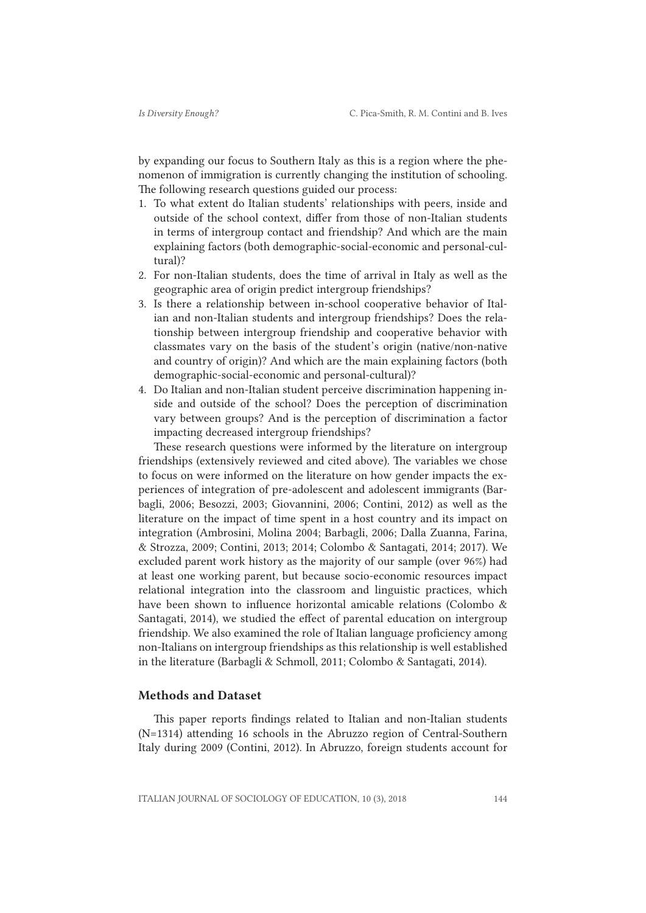by expanding our focus to Southern Italy as this is a region where the phenomenon of immigration is currently changing the institution of schooling. The following research questions guided our process:

1. To what extent do Italian students' relationships with peers, inside and outside of the school context, differ from those of non-Italian students in terms of intergroup contact and friendship? And which are the main explaining factors (both demographic-social-economic and personal-cultural)?
2. For non-Italian students, does the time of arrival in Italy as well as the geographic area of origin predict intergroup friendships?
3. Is there a relationship between in-school cooperative behavior of Italian and non-Italian students and intergroup friendships? Does the relationship between intergroup friendship and cooperative behavior with classmates vary on the basis of the student's origin (native/non-native and country of origin)? And which are the main explaining factors (both demographic-social-economic and personal-cultural)?
4. Do Italian and non-Italian student perceive discrimination happening inside and outside of the school? Does the perception of discrimination vary between groups? And is the perception of discrimination a factor impacting decreased intergroup friendships?

These research questions were informed by the literature on intergroup friendships (extensively reviewed and cited above). The variables we chose to focus on were informed on the literature on how gender impacts the experiences of integration of pre-adolescent and adolescent immigrants (Barbagli, 2006; Besozzi, 2003; Giovannini, 2006; Contini, 2012) as well as the literature on the impact of time spent in a host country and its impact on integration (Ambrosini, Molina 2004; Barbagli, 2006; Dalla Zuanna, Farina, & Strozza, 2009; Contini, 2013; 2014; Colombo & Santagati, 2014; 2017). We excluded parent work history as the majority of our sample (over 96%) had at least one working parent, but because socio-economic resources impact relational integration into the classroom and linguistic practices, which have been shown to influence horizontal amicable relations (Colombo & Santagati, 2014), we studied the effect of parental education on intergroup friendship. We also examined the role of Italian language proficiency among non-Italians on intergroup friendships as this relationship is well established in the literature (Barbagli & Schmoll, 2011; Colombo & Santagati, 2014).

## Methods and Dataset

This paper reports findings related to Italian and non-Italian students (N=1314) attending 16 schools in the Abruzzo region of Central-Southern Italy during 2009 (Contini, 2012). In Abruzzo, foreign students account for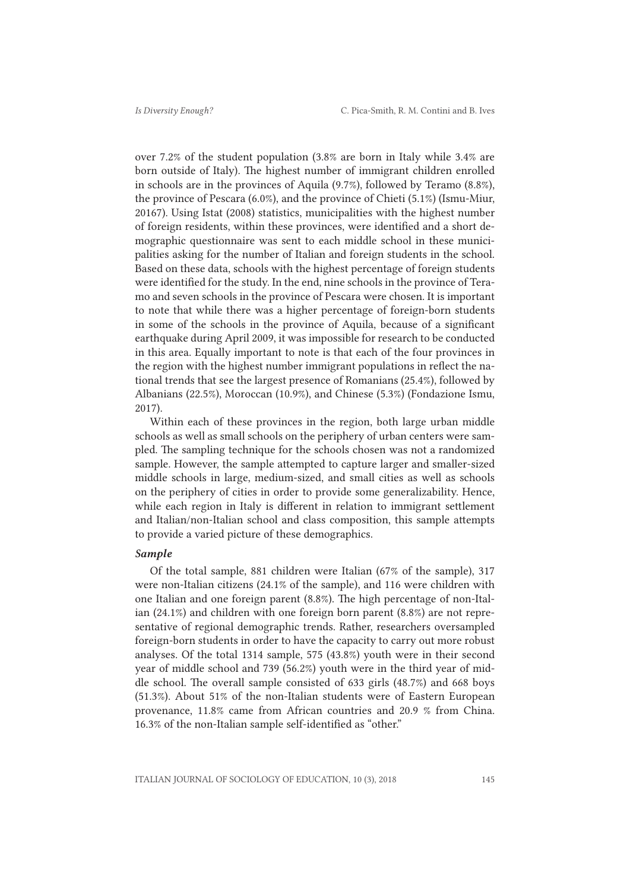over 7.2% of the student population (3.8% are born in Italy while 3.4% are born outside of Italy). The highest number of immigrant children enrolled in schools are in the provinces of Aquila (9.7%), followed by Teramo (8.8%), the province of Pescara (6.0%), and the province of Chieti (5.1%) (Ismu-Miur, 20167). Using Istat (2008) statistics, municipalities with the highest number of foreign residents, within these provinces, were identified and a short demographic questionnaire was sent to each middle school in these municipalities asking for the number of Italian and foreign students in the school. Based on these data, schools with the highest percentage of foreign students were identified for the study. In the end, nine schools in the province of Teramo and seven schools in the province of Pescara were chosen. It is important to note that while there was a higher percentage of foreign-born students in some of the schools in the province of Aquila, because of a significant earthquake during April 2009, it was impossible for research to be conducted in this area. Equally important to note is that each of the four provinces in the region with the highest number immigrant populations in reflect the national trends that see the largest presence of Romanians (25.4%), followed by Albanians (22.5%), Moroccan (10.9%), and Chinese (5.3%) (Fondazione Ismu, 2017).

Within each of these provinces in the region, both large urban middle schools as well as small schools on the periphery of urban centers were sampled. The sampling technique for the schools chosen was not a randomized sample. However, the sample attempted to capture larger and smaller-sized middle schools in large, medium-sized, and small cities as well as schools on the periphery of cities in order to provide some generalizability. Hence, while each region in Italy is different in relation to immigrant settlement and Italian/non-Italian school and class composition, this sample attempts to provide a varied picture of these demographics.

### *Sample*

Of the total sample, 881 children were Italian (67% of the sample), 317 were non-Italian citizens (24.1% of the sample), and 116 were children with one Italian and one foreign parent (8.8%). The high percentage of non-Italian (24.1%) and children with one foreign born parent (8.8%) are not representative of regional demographic trends. Rather, researchers oversampled foreign-born students in order to have the capacity to carry out more robust analyses. Of the total 1314 sample, 575 (43.8%) youth were in their second year of middle school and 739 (56.2%) youth were in the third year of middle school. The overall sample consisted of 633 girls (48.7%) and 668 boys (51.3%). About 51% of the non-Italian students were of Eastern European provenance, 11.8% came from African countries and 20.9 % from China. 16.3% of the non-Italian sample self-identified as "other."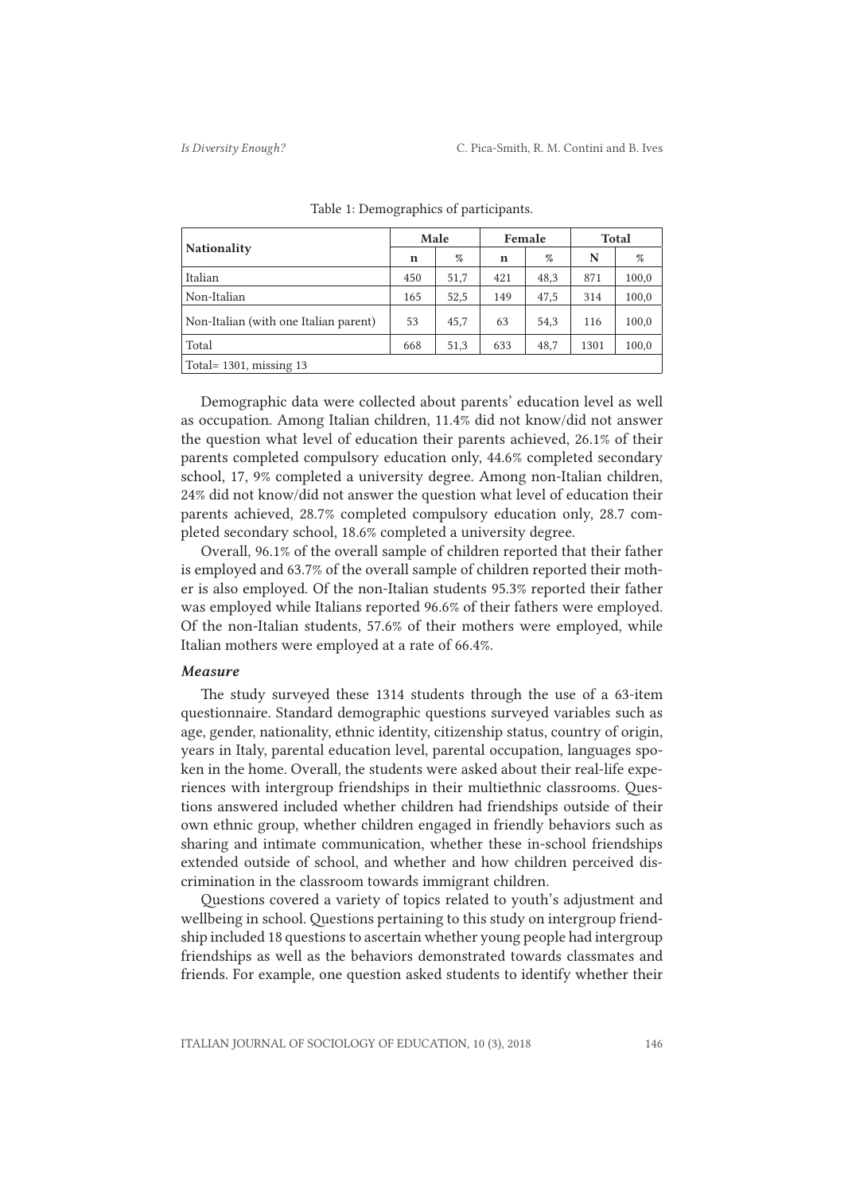Table 1: Demographics of participants.

| Nationality | Male | | Female | | Total | |
|---|---|---|---|---|---|---|
| | n | % | n | % | N | % |
| Italian | 450 | 51,7 | 421 | 48,3 | 871 | 100,0 |
| Non-Italian | 165 | 52,5 | 149 | 47,5 | 314 | 100,0 |
| Non-Italian (with one Italian parent) | 53 | 45,7 | 63 | 54,3 | 116 | 100,0 |
| Total | 668 | 51,3 | 633 | 48,7 | 1301 | 100,0 |
| Total= 1301, missing 13 | | | | | | |

Demographic data were collected about parents' education level as well as occupation. Among Italian children, 11.4% did not know/did not answer the question what level of education their parents achieved, 26.1% of their parents completed compulsory education only, 44.6% completed secondary school, 17, 9% completed a university degree. Among non-Italian children, 24% did not know/did not answer the question what level of education their parents achieved, 28.7% completed compulsory education only, 28.7 completed secondary school, 18.6% completed a university degree.

Overall, 96.1% of the overall sample of children reported that their father is employed and 63.7% of the overall sample of children reported their mother is also employed. Of the non-Italian students 95.3% reported their father was employed while Italians reported 96.6% of their fathers were employed. Of the non-Italian students, 57.6% of their mothers were employed, while Italian mothers were employed at a rate of 66.4%.

### *Measure*

The study surveyed these 1314 students through the use of a 63-item questionnaire. Standard demographic questions surveyed variables such as age, gender, nationality, ethnic identity, citizenship status, country of origin, years in Italy, parental education level, parental occupation, languages spoken in the home. Overall, the students were asked about their real-life experiences with intergroup friendships in their multiethnic classrooms. Questions answered included whether children had friendships outside of their own ethnic group, whether children engaged in friendly behaviors such as sharing and intimate communication, whether these in-school friendships extended outside of school, and whether and how children perceived discrimination in the classroom towards immigrant children.

Questions covered a variety of topics related to youth's adjustment and wellbeing in school. Questions pertaining to this study on intergroup friendship included 18 questions to ascertain whether young people had intergroup friendships as well as the behaviors demonstrated towards classmates and friends. For example, one question asked students to identify whether their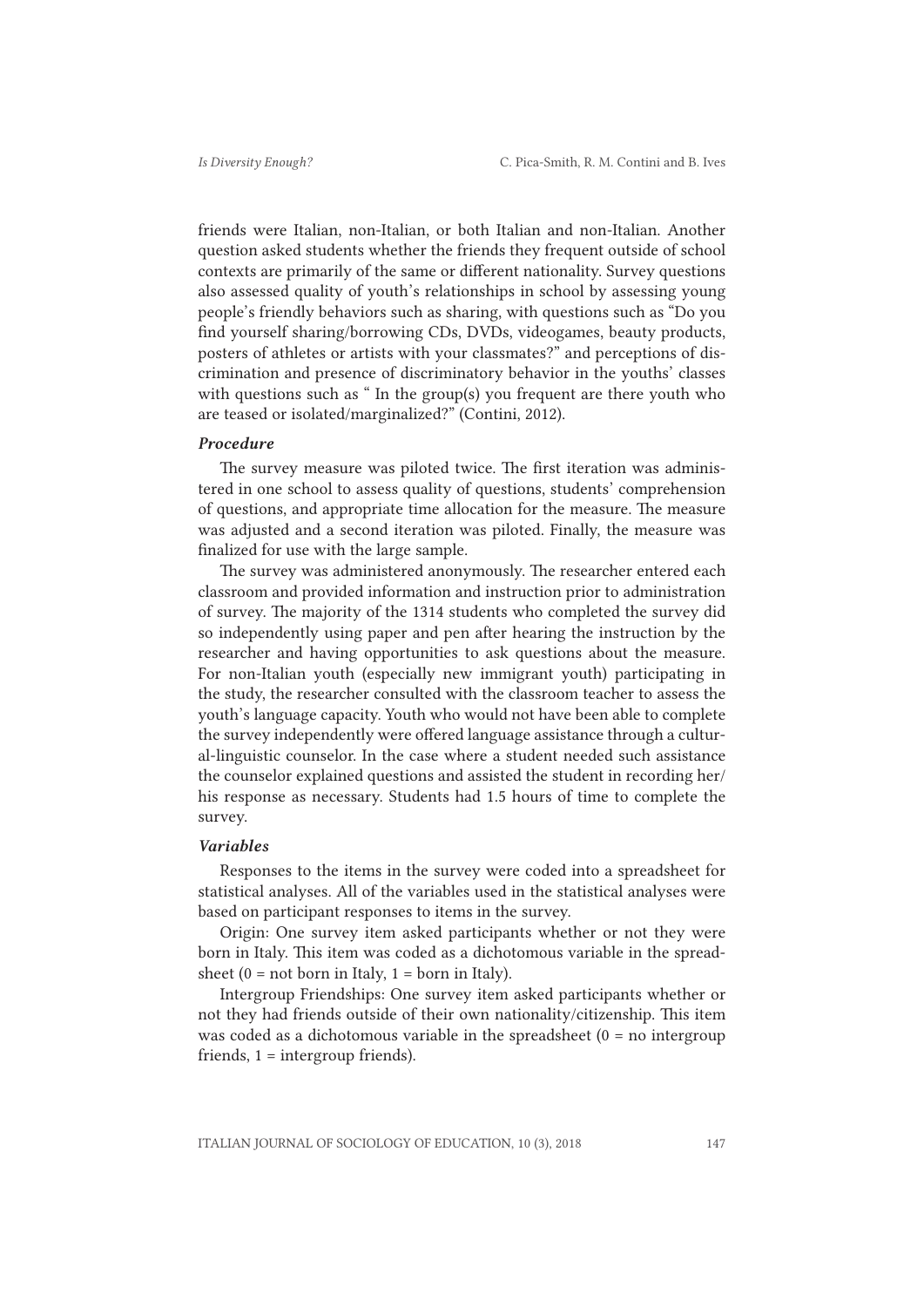friends were Italian, non-Italian, or both Italian and non-Italian. Another question asked students whether the friends they frequent outside of school contexts are primarily of the same or different nationality. Survey questions also assessed quality of youth's relationships in school by assessing young people's friendly behaviors such as sharing, with questions such as "Do you find yourself sharing/borrowing CDs, DVDs, videogames, beauty products, posters of athletes or artists with your classmates?" and perceptions of discrimination and presence of discriminatory behavior in the youths' classes with questions such as " In the group(s) you frequent are there youth who are teased or isolated/marginalized?" (Contini, 2012).

### *Procedure*

The survey measure was piloted twice. The first iteration was administered in one school to assess quality of questions, students' comprehension of questions, and appropriate time allocation for the measure. The measure was adjusted and a second iteration was piloted. Finally, the measure was finalized for use with the large sample.

The survey was administered anonymously. The researcher entered each classroom and provided information and instruction prior to administration of survey. The majority of the 1314 students who completed the survey did so independently using paper and pen after hearing the instruction by the researcher and having opportunities to ask questions about the measure. For non-Italian youth (especially new immigrant youth) participating in the study, the researcher consulted with the classroom teacher to assess the youth's language capacity. Youth who would not have been able to complete the survey independently were offered language assistance through a cultural-linguistic counselor. In the case where a student needed such assistance the counselor explained questions and assisted the student in recording her/his response as necessary. Students had 1.5 hours of time to complete the survey.

### *Variables*

Responses to the items in the survey were coded into a spreadsheet for statistical analyses. All of the variables used in the statistical analyses were based on participant responses to items in the survey.

Origin: One survey item asked participants whether or not they were born in Italy. This item was coded as a dichotomous variable in the spreadsheet (0 = not born in Italy, 1 = born in Italy).

Intergroup Friendships: One survey item asked participants whether or not they had friends outside of their own nationality/citizenship. This item was coded as a dichotomous variable in the spreadsheet (0 = no intergroup friends, 1 = intergroup friends).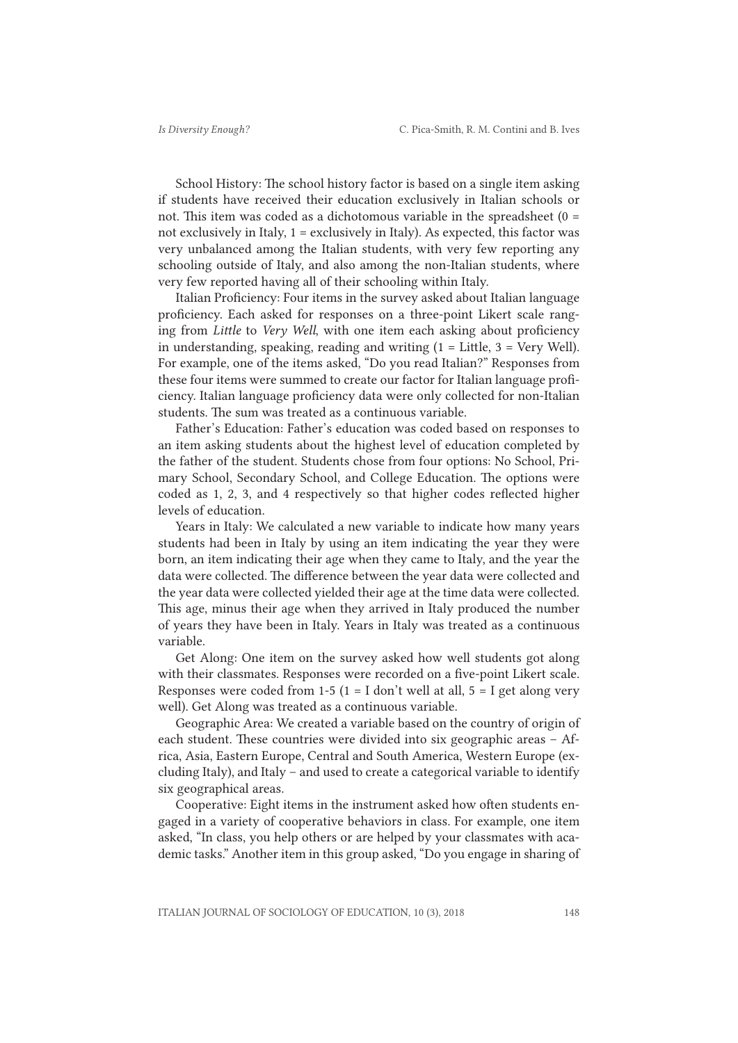School History: The school history factor is based on a single item asking if students have received their education exclusively in Italian schools or not. This item was coded as a dichotomous variable in the spreadsheet (0 = not exclusively in Italy, 1 = exclusively in Italy). As expected, this factor was very unbalanced among the Italian students, with very few reporting any schooling outside of Italy, and also among the non-Italian students, where very few reported having all of their schooling within Italy.

Italian Proficiency: Four items in the survey asked about Italian language proficiency. Each asked for responses on a three-point Likert scale ranging from *Little* to *Very Well*, with one item each asking about proficiency in understanding, speaking, reading and writing (1 = Little, 3 = Very Well). For example, one of the items asked, "Do you read Italian?" Responses from these four items were summed to create our factor for Italian language proficiency. Italian language proficiency data were only collected for non-Italian students. The sum was treated as a continuous variable.

Father's Education: Father's education was coded based on responses to an item asking students about the highest level of education completed by the father of the student. Students chose from four options: No School, Primary School, Secondary School, and College Education. The options were coded as 1, 2, 3, and 4 respectively so that higher codes reflected higher levels of education.

Years in Italy: We calculated a new variable to indicate how many years students had been in Italy by using an item indicating the year they were born, an item indicating their age when they came to Italy, and the year the data were collected. The difference between the year data were collected and the year data were collected yielded their age at the time data were collected. This age, minus their age when they arrived in Italy produced the number of years they have been in Italy. Years in Italy was treated as a continuous variable.

Get Along: One item on the survey asked how well students got along with their classmates. Responses were recorded on a five-point Likert scale. Responses were coded from 1-5 (1 = I don't well at all, 5 = I get along very well). Get Along was treated as a continuous variable.

Geographic Area: We created a variable based on the country of origin of each student. These countries were divided into six geographic areas – Africa, Asia, Eastern Europe, Central and South America, Western Europe (excluding Italy), and Italy – and used to create a categorical variable to identify six geographical areas.

Cooperative: Eight items in the instrument asked how often students engaged in a variety of cooperative behaviors in class. For example, one item asked, "In class, you help others or are helped by your classmates with academic tasks." Another item in this group asked, "Do you engage in sharing of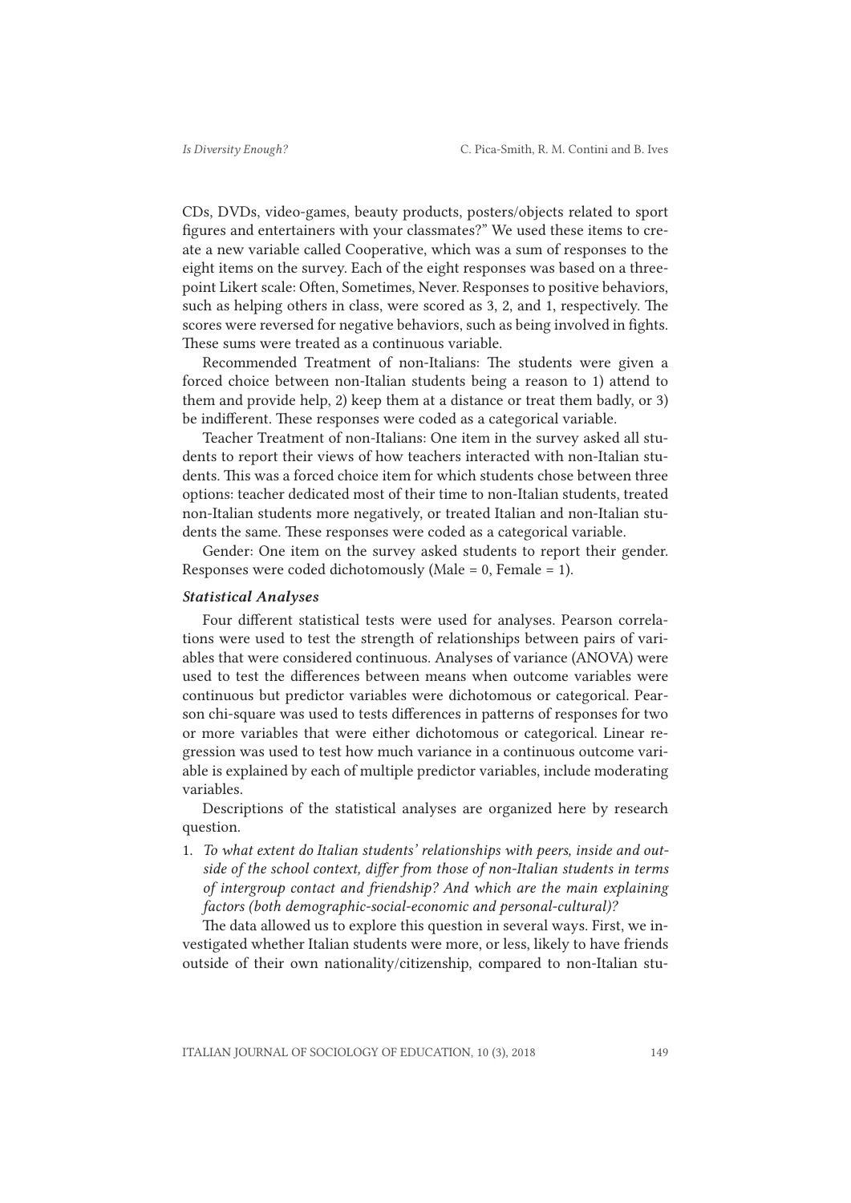CDs, DVDs, video-games, beauty products, posters/objects related to sport figures and entertainers with your classmates?" We used these items to create a new variable called Cooperative, which was a sum of responses to the eight items on the survey. Each of the eight responses was based on a three-point Likert scale: Often, Sometimes, Never. Responses to positive behaviors, such as helping others in class, were scored as 3, 2, and 1, respectively. The scores were reversed for negative behaviors, such as being involved in fights. These sums were treated as a continuous variable.

Recommended Treatment of non-Italians: The students were given a forced choice between non-Italian students being a reason to 1) attend to them and provide help, 2) keep them at a distance or treat them badly, or 3) be indifferent. These responses were coded as a categorical variable.

Teacher Treatment of non-Italians: One item in the survey asked all students to report their views of how teachers interacted with non-Italian students. This was a forced choice item for which students chose between three options: teacher dedicated most of their time to non-Italian students, treated non-Italian students more negatively, or treated Italian and non-Italian students the same. These responses were coded as a categorical variable.

Gender: One item on the survey asked students to report their gender. Responses were coded dichotomously (Male = 0, Female = 1).

### *Statistical Analyses*

Four different statistical tests were used for analyses. Pearson correlations were used to test the strength of relationships between pairs of variables that were considered continuous. Analyses of variance (ANOVA) were used to test the differences between means when outcome variables were continuous but predictor variables were dichotomous or categorical. Pearson chi-square was used to tests differences in patterns of responses for two or more variables that were either dichotomous or categorical. Linear regression was used to test how much variance in a continuous outcome variable is explained by each of multiple predictor variables, include moderating variables.

Descriptions of the statistical analyses are organized here by research question.

1. *To what extent do Italian students' relationships with peers, inside and outside of the school context, differ from those of non-Italian students in terms of intergroup contact and friendship? And which are the main explaining factors (both demographic-social-economic and personal-cultural)?*

The data allowed us to explore this question in several ways. First, we investigated whether Italian students were more, or less, likely to have friends outside of their own nationality/citizenship, compared to non-Italian stu-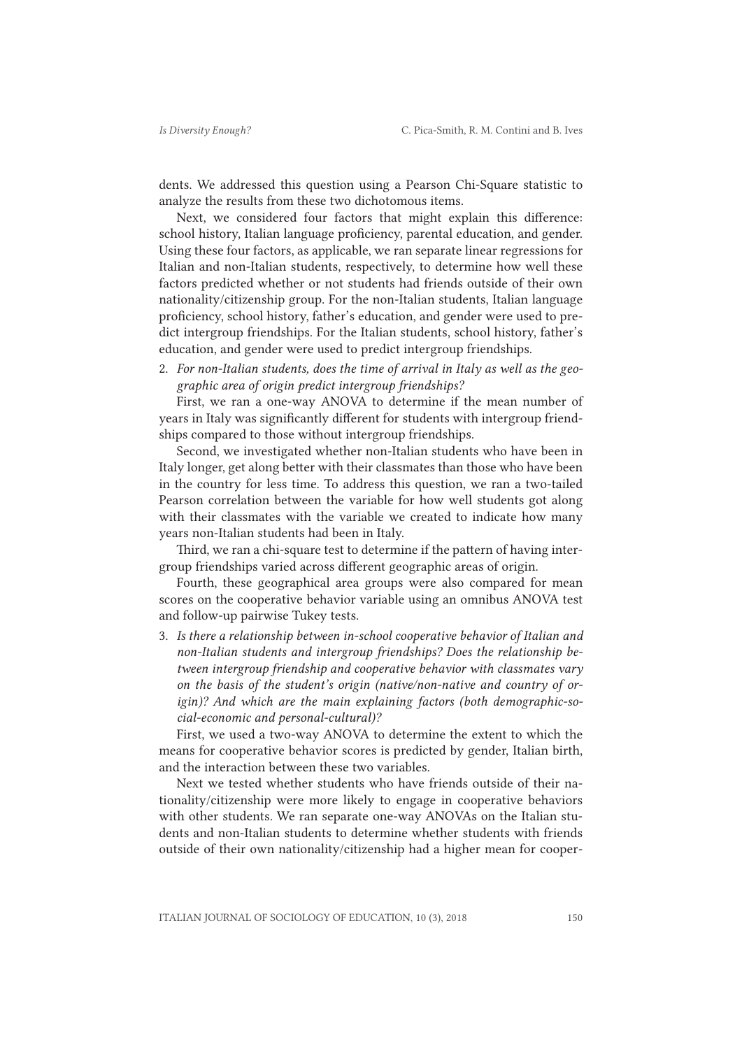dents. We addressed this question using a Pearson Chi-Square statistic to analyze the results from these two dichotomous items.

Next, we considered four factors that might explain this difference: school history, Italian language proficiency, parental education, and gender. Using these four factors, as applicable, we ran separate linear regressions for Italian and non-Italian students, respectively, to determine how well these factors predicted whether or not students had friends outside of their own nationality/citizenship group. For the non-Italian students, Italian language proficiency, school history, father's education, and gender were used to predict intergroup friendships. For the Italian students, school history, father's education, and gender were used to predict intergroup friendships.

2. *For non-Italian students, does the time of arrival in Italy as well as the geographic area of origin predict intergroup friendships?*

First, we ran a one-way ANOVA to determine if the mean number of years in Italy was significantly different for students with intergroup friendships compared to those without intergroup friendships.

Second, we investigated whether non-Italian students who have been in Italy longer, get along better with their classmates than those who have been in the country for less time. To address this question, we ran a two-tailed Pearson correlation between the variable for how well students got along with their classmates with the variable we created to indicate how many years non-Italian students had been in Italy.

Third, we ran a chi-square test to determine if the pattern of having intergroup friendships varied across different geographic areas of origin.

Fourth, these geographical area groups were also compared for mean scores on the cooperative behavior variable using an omnibus ANOVA test and follow-up pairwise Tukey tests.

3. *Is there a relationship between in-school cooperative behavior of Italian and non-Italian students and intergroup friendships? Does the relationship between intergroup friendship and cooperative behavior with classmates vary on the basis of the student's origin (native/non-native and country of origin)? And which are the main explaining factors (both demographic-social-economic and personal-cultural)?*

First, we used a two-way ANOVA to determine the extent to which the means for cooperative behavior scores is predicted by gender, Italian birth, and the interaction between these two variables.

Next we tested whether students who have friends outside of their nationality/citizenship were more likely to engage in cooperative behaviors with other students. We ran separate one-way ANOVAs on the Italian students and non-Italian students to determine whether students with friends outside of their own nationality/citizenship had a higher mean for cooper-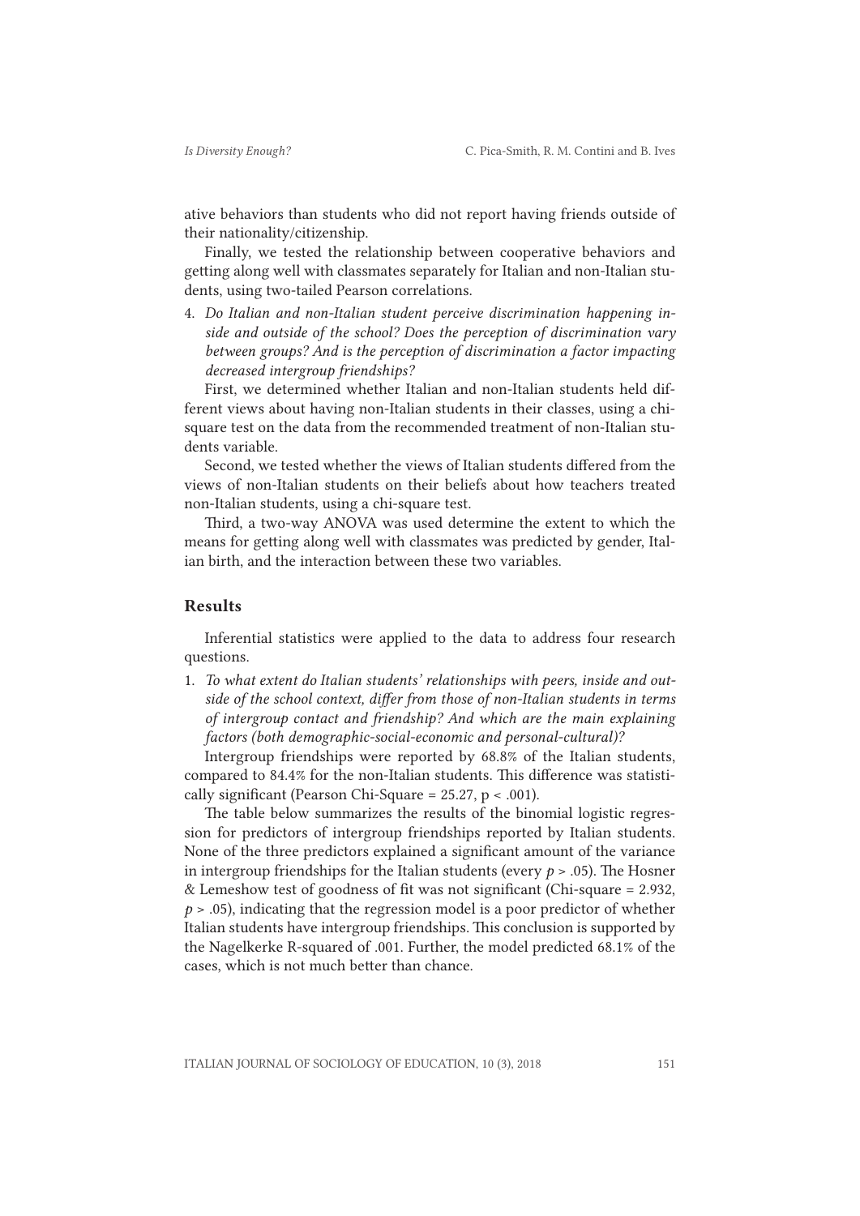ative behaviors than students who did not report having friends outside of their nationality/citizenship.

Finally, we tested the relationship between cooperative behaviors and getting along well with classmates separately for Italian and non-Italian students, using two-tailed Pearson correlations.

4. *Do Italian and non-Italian student perceive discrimination happening inside and outside of the school? Does the perception of discrimination vary between groups? And is the perception of discrimination a factor impacting decreased intergroup friendships?*

First, we determined whether Italian and non-Italian students held different views about having non-Italian students in their classes, using a chi-square test on the data from the recommended treatment of non-Italian students variable.

Second, we tested whether the views of Italian students differed from the views of non-Italian students on their beliefs about how teachers treated non-Italian students, using a chi-square test.

Third, a two-way ANOVA was used determine the extent to which the means for getting along well with classmates was predicted by gender, Italian birth, and the interaction between these two variables.

## Results

Inferential statistics were applied to the data to address four research questions.

1. *To what extent do Italian students' relationships with peers, inside and outside of the school context, differ from those of non-Italian students in terms of intergroup contact and friendship? And which are the main explaining factors (both demographic-social-economic and personal-cultural)?*

Intergroup friendships were reported by 68.8% of the Italian students, compared to 84.4% for the non-Italian students. This difference was statistically significant (Pearson Chi-Square = 25.27, $p < .001$).

The table below summarizes the results of the binomial logistic regression for predictors of intergroup friendships reported by Italian students. None of the three predictors explained a significant amount of the variance in intergroup friendships for the Italian students (every $p > .05$). The Hosner & Lemeshow test of goodness of fit was not significant (Chi-square = 2.932, $p > .05$), indicating that the regression model is a poor predictor of whether Italian students have intergroup friendships. This conclusion is supported by the Nagelkerke R-squared of .001. Further, the model predicted 68.1% of the cases, which is not much better than chance.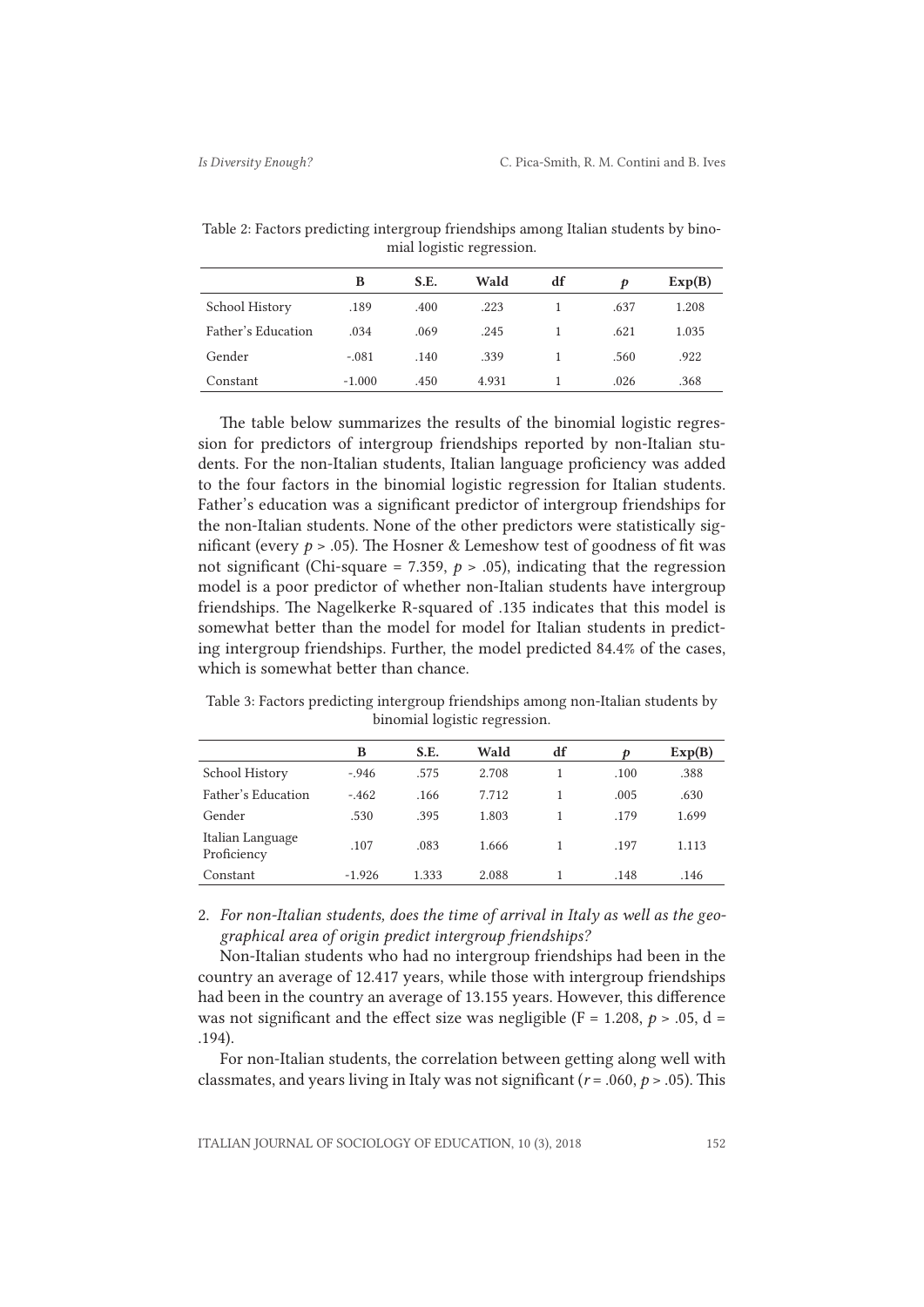Table 2: Factors predicting intergroup friendships among Italian students by binomial logistic regression.

| | B | S.E. | Wald | df | *p* | Exp(B) |
|---|---|---|---|---|---|---|
| School History | .189 | .400 | .223 | 1 | .637 | 1.208 |
| Father's Education | .034 | .069 | .245 | 1 | .621 | 1.035 |
| Gender | -.081 | .140 | .339 | 1 | .560 | .922 |
| Constant | -1.000 | .450 | 4.931 | 1 | .026 | .368 |

The table below summarizes the results of the binomial logistic regression for predictors of intergroup friendships reported by non-Italian students. For the non-Italian students, Italian language proficiency was added to the four factors in the binomial logistic regression for Italian students. Father's education was a significant predictor of intergroup friendships for the non-Italian students. None of the other predictors were statistically significant (every $p > .05$). The Hosner & Lemeshow test of goodness of fit was not significant (Chi-square = 7.359, $p > .05$), indicating that the regression model is a poor predictor of whether non-Italian students have intergroup friendships. The Nagelkerke R-squared of .135 indicates that this model is somewhat better than the model for model for Italian students in predicting intergroup friendships. Further, the model predicted 84.4% of the cases, which is somewhat better than chance.

Table 3: Factors predicting intergroup friendships among non-Italian students by binomial logistic regression.

| | B | S.E. | Wald | df | *p* | Exp(B) |
|---|---|---|---|---|---|---|
| School History | -.946 | .575 | 2.708 | 1 | .100 | .388 |
| Father's Education | -.462 | .166 | 7.712 | 1 | .005 | .630 |
| Gender | .530 | .395 | 1.803 | 1 | .179 | 1.699 |
| Italian Language Proficiency | .107 | .083 | 1.666 | 1 | .197 | 1.113 |
| Constant | -1.926 | 1.333 | 2.088 | 1 | .148 | .146 |

2. *For non-Italian students, does the time of arrival in Italy as well as the geographical area of origin predict intergroup friendships?*

Non-Italian students who had no intergroup friendships had been in the country an average of 12.417 years, while those with intergroup friendships had been in the country an average of 13.155 years. However, this difference was not significant and the effect size was negligible (F = 1.208, $p > .05$, d = .194).

For non-Italian students, the correlation between getting along well with classmates, and years living in Italy was not significant ($r = .060$, $p > .05$). This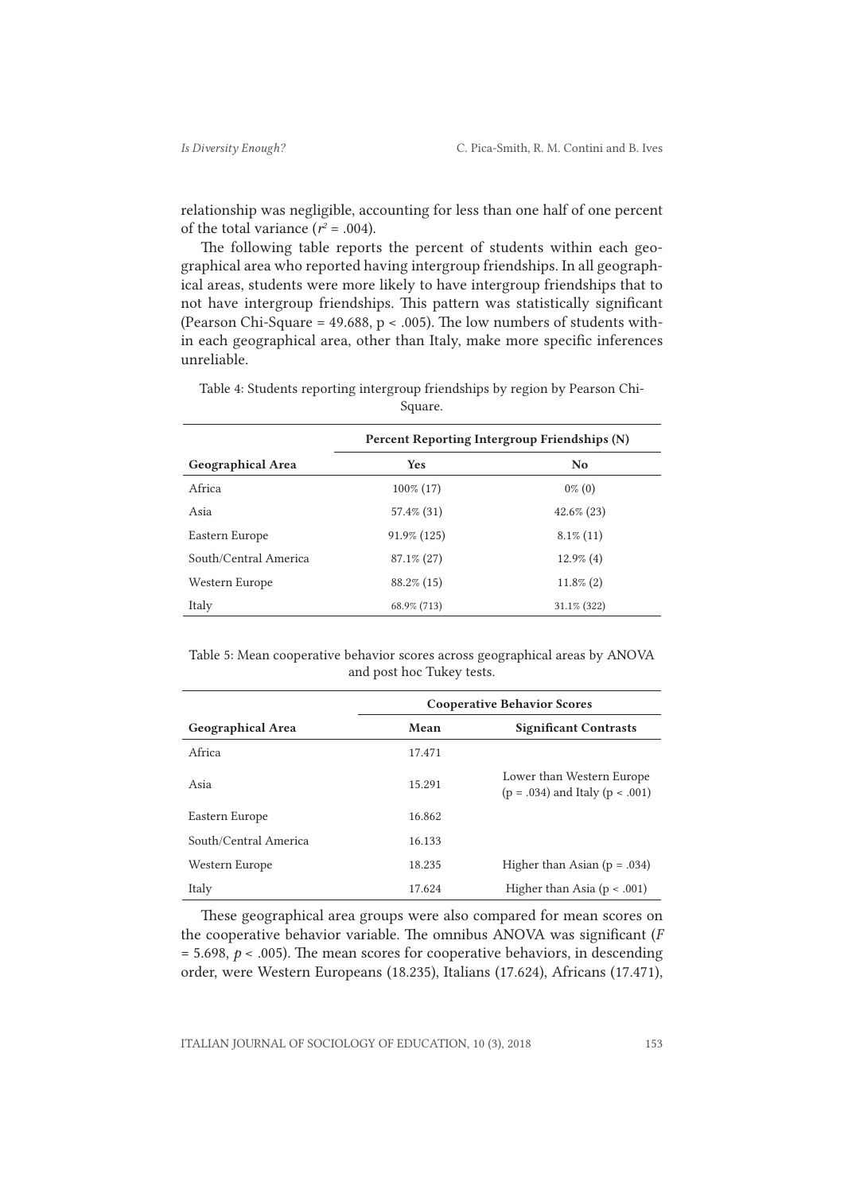relationship was negligible, accounting for less than one half of one percent of the total variance ($r^2 = .004$).

The following table reports the percent of students within each geographical area who reported having intergroup friendships. In all geographical areas, students were more likely to have intergroup friendships that to not have intergroup friendships. This pattern was statistically significant (Pearson Chi-Square = 49.688, $p < .005$). The low numbers of students within each geographical area, other than Italy, make more specific inferences unreliable.

Table 4: Students reporting intergroup friendships by region by Pearson Chi-Square.

| | **Percent Reporting Intergroup Friendships (N)** | |
|---|---|---|
| **Geographical Area** | **Yes** | **No** |
| Africa | 100% (17) | 0% (0) |
| Asia | 57.4% (31) | 42.6% (23) |
| Eastern Europe | 91.9% (125) | 8.1% (11) |
| South/Central America | 87.1% (27) | 12.9% (4) |
| Western Europe | 88.2% (15) | 11.8% (2) |
| Italy | 68.9% (713) | 31.1% (322) |

Table 5: Mean cooperative behavior scores across geographical areas by ANOVA and post hoc Tukey tests.

| | **Cooperative Behavior Scores** | |
|---|---|---|
| **Geographical Area** | **Mean** | **Significant Contrasts** |
| Africa | 17.471 | |
| Asia | 15.291 | Lower than Western Europe ($p = .034$) and Italy ($p < .001$) |
| Eastern Europe | 16.862 | |
| South/Central America | 16.133 | |
| Western Europe | 18.235 | Higher than Asian ($p = .034$) |
| Italy | 17.624 | Higher than Asia ($p < .001$) |

These geographical area groups were also compared for mean scores on the cooperative behavior variable. The omnibus ANOVA was significant ($F = 5.698$, $p < .005$). The mean scores for cooperative behaviors, in descending order, were Western Europeans (18.235), Italians (17.624), Africans (17.471),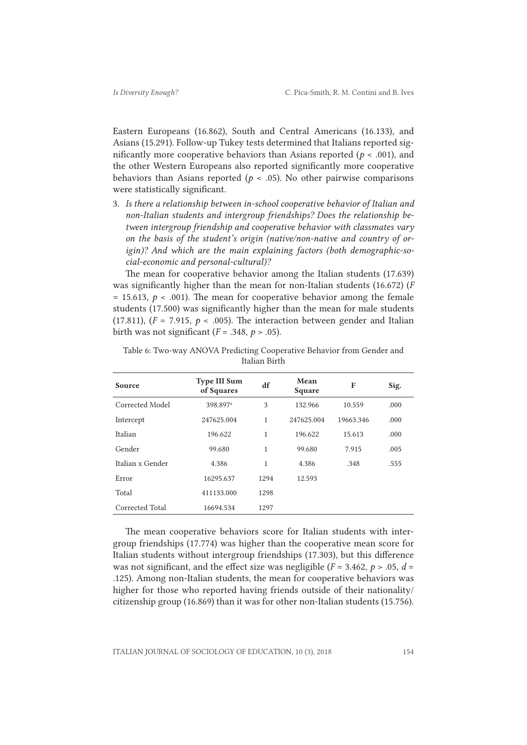Eastern Europeans (16.862), South and Central Americans (16.133), and Asians (15.291). Follow-up Tukey tests determined that Italians reported significantly more cooperative behaviors than Asians reported ($p < .001$), and the other Western Europeans also reported significantly more cooperative behaviors than Asians reported ($p < .05$). No other pairwise comparisons were statistically significant.

3. *Is there a relationship between in-school cooperative behavior of Italian and non-Italian students and intergroup friendships? Does the relationship between intergroup friendship and cooperative behavior with classmates vary on the basis of the student's origin (native/non-native and country of origin)? And which are the main explaining factors (both demographic-social-economic and personal-cultural)?*

The mean for cooperative behavior among the Italian students (17.639) was significantly higher than the mean for non-Italian students (16.672) ($F = 15.613$, $p < .001$). The mean for cooperative behavior among the female students (17.500) was significantly higher than the mean for male students (17.811), ($F = 7.915$, $p < .005$). The interaction between gender and Italian birth was not significant ($F = .348$, $p > .05$).

Table 6: Two-way ANOVA Predicting Cooperative Behavior from Gender and Italian Birth

| Source | Type III Sum of Squares | df | Mean Square | F | Sig. |
|---|---|---|---|---|---|
| Corrected Model | 398.897[a] | 3 | 132.966 | 10.559 | .000 |
| Intercept | 247625.004 | 1 | 247625.004 | 19663.346 | .000 |
| Italian | 196.622 | 1 | 196.622 | 15.613 | .000 |
| Gender | 99.680 | 1 | 99.680 | 7.915 | .005 |
| Italian x Gender | 4.386 | 1 | 4.386 | .348 | .555 |
| Error | 16295.637 | 1294 | 12.593 | | |
| Total | 411133.000 | 1298 | | | |
| Corrected Total | 16694.534 | 1297 | | | |

The mean cooperative behaviors score for Italian students with intergroup friendships (17.774) was higher than the cooperative mean score for Italian students without intergroup friendships (17.303), but this difference was not significant, and the effect size was negligible ($F = 3.462$, $p > .05$, $d = .125$). Among non-Italian students, the mean for cooperative behaviors was higher for those who reported having friends outside of their nationality/citizenship group (16.869) than it was for other non-Italian students (15.756).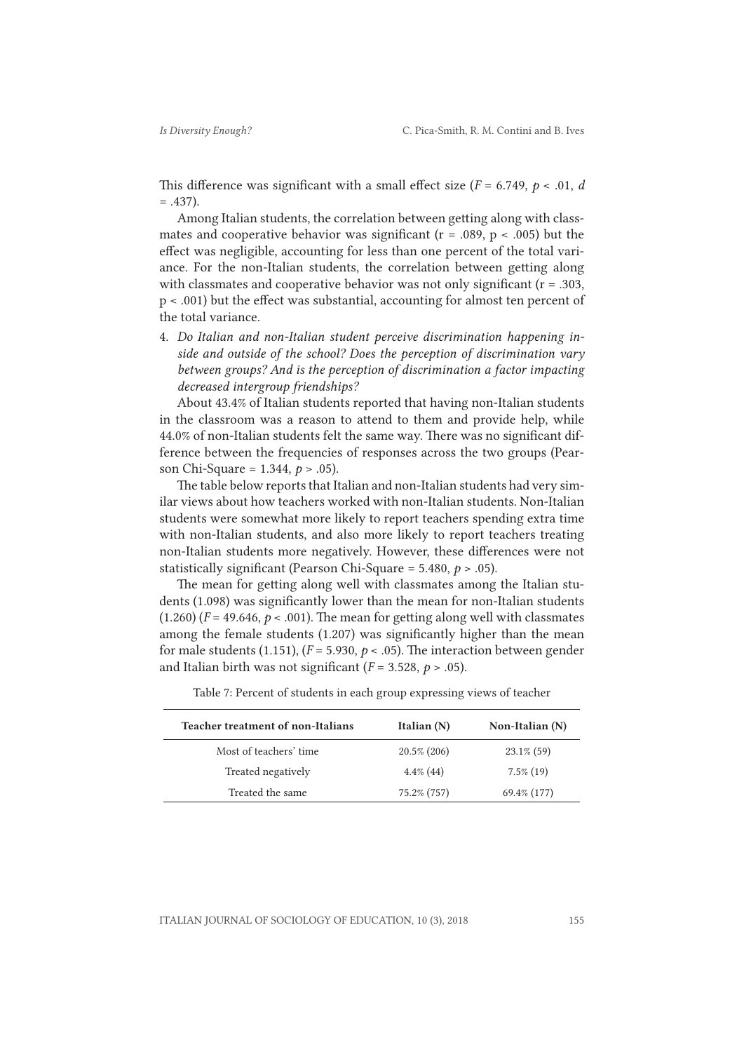This difference was significant with a small effect size ($F = 6.749$, $p < .01$, $d = .437$).

Among Italian students, the correlation between getting along with classmates and cooperative behavior was significant ($r = .089$, $p < .005$) but the effect was negligible, accounting for less than one percent of the total variance. For the non-Italian students, the correlation between getting along with classmates and cooperative behavior was not only significant ($r = .303$, $p < .001$) but the effect was substantial, accounting for almost ten percent of the total variance.

4. *Do Italian and non-Italian student perceive discrimination happening inside and outside of the school? Does the perception of discrimination vary between groups? And is the perception of discrimination a factor impacting decreased intergroup friendships?*

About 43.4% of Italian students reported that having non-Italian students in the classroom was a reason to attend to them and provide help, while 44.0% of non-Italian students felt the same way. There was no significant difference between the frequencies of responses across the two groups (Pearson Chi-Square = 1.344, $p > .05$).

The table below reports that Italian and non-Italian students had very similar views about how teachers worked with non-Italian students. Non-Italian students were somewhat more likely to report teachers spending extra time with non-Italian students, and also more likely to report teachers treating non-Italian students more negatively. However, these differences were not statistically significant (Pearson Chi-Square = 5.480, $p > .05$).

The mean for getting along well with classmates among the Italian students (1.098) was significantly lower than the mean for non-Italian students (1.260) ($F = 49.646$, $p < .001$). The mean for getting along well with classmates among the female students (1.207) was significantly higher than the mean for male students (1.151), ($F = 5.930$, $p < .05$). The interaction between gender and Italian birth was not significant ($F = 3.528$, $p > .05$).

Table 7: Percent of students in each group expressing views of teacher

| Teacher treatment of non-Italians | Italian (N) | Non-Italian (N) |
|---|---|---|
| Most of teachers' time | 20.5% (206) | 23.1% (59) |
| Treated negatively | 4.4% (44) | 7.5% (19) |
| Treated the same | 75.2% (757) | 69.4% (177) |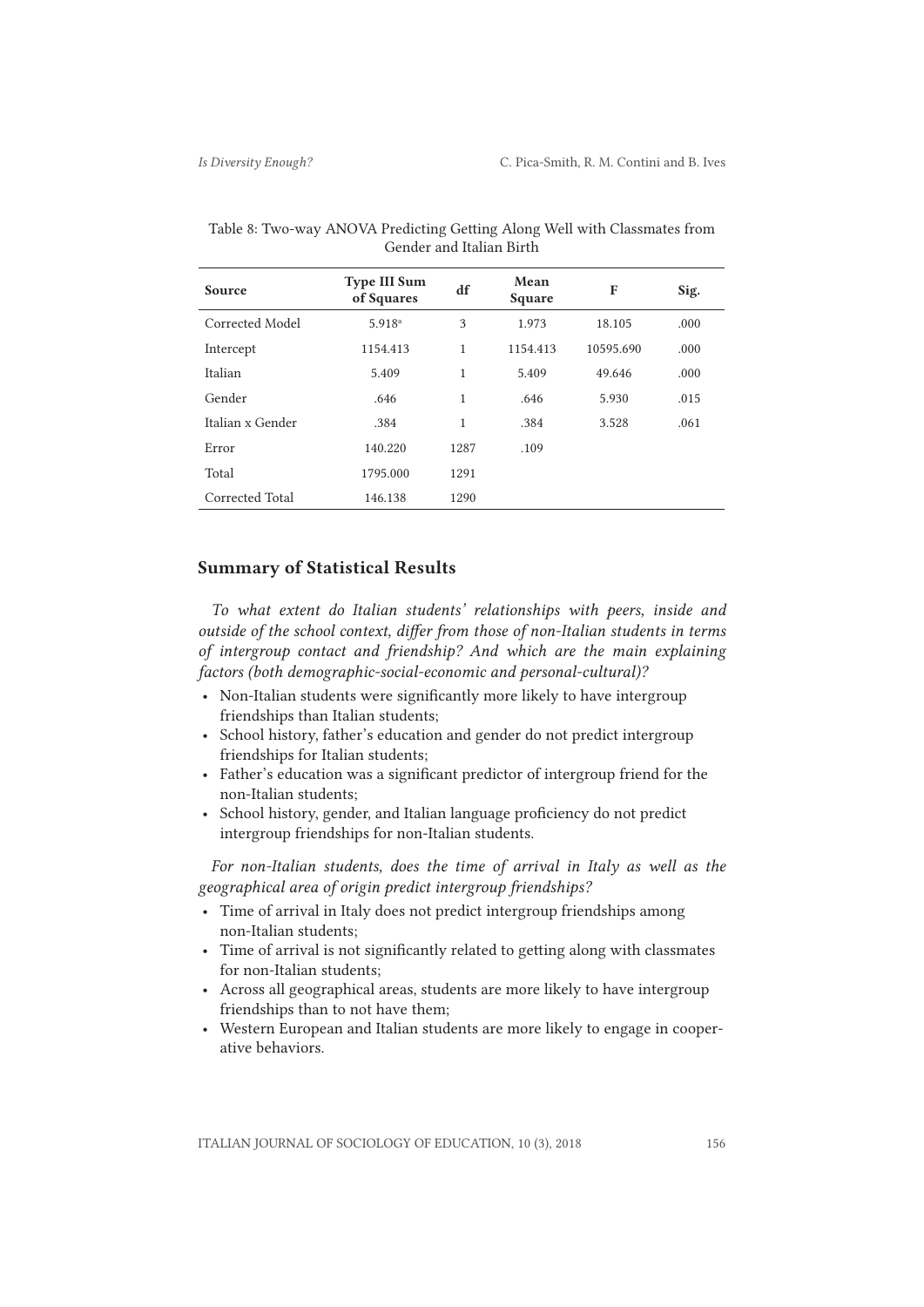Table 8: Two-way ANOVA Predicting Getting Along Well with Classmates from Gender and Italian Birth

| Source | Type III Sum of Squares | df | Mean Square | F | Sig. |
|---|---|---|---|---|---|
| Corrected Model | 5.918[a] | 3 | 1.973 | 18.105 | .000 |
| Intercept | 1154.413 | 1 | 1154.413 | 10595.690 | .000 |
| Italian | 5.409 | 1 | 5.409 | 49.646 | .000 |
| Gender | .646 | 1 | .646 | 5.930 | .015 |
| Italian x Gender | .384 | 1 | .384 | 3.528 | .061 |
| Error | 140.220 | 1287 | .109 | | |
| Total | 1795.000 | 1291 | | | |
| Corrected Total | 146.138 | 1290 | | | |

## Summary of Statistical Results

*To what extent do Italian students' relationships with peers, inside and outside of the school context, differ from those of non-Italian students in terms of intergroup contact and friendship? And which are the main explaining factors (both demographic-social-economic and personal-cultural)?*

- Non-Italian students were significantly more likely to have intergroup friendships than Italian students;
- School history, father's education and gender do not predict intergroup friendships for Italian students;
- Father's education was a significant predictor of intergroup friend for the non-Italian students;
- School history, gender, and Italian language proficiency do not predict intergroup friendships for non-Italian students.

*For non-Italian students, does the time of arrival in Italy as well as the geographical area of origin predict intergroup friendships?*

- Time of arrival in Italy does not predict intergroup friendships among non-Italian students;
- Time of arrival is not significantly related to getting along with classmates for non-Italian students;
- Across all geographical areas, students are more likely to have intergroup friendships than to not have them;
- Western European and Italian students are more likely to engage in cooperative behaviors.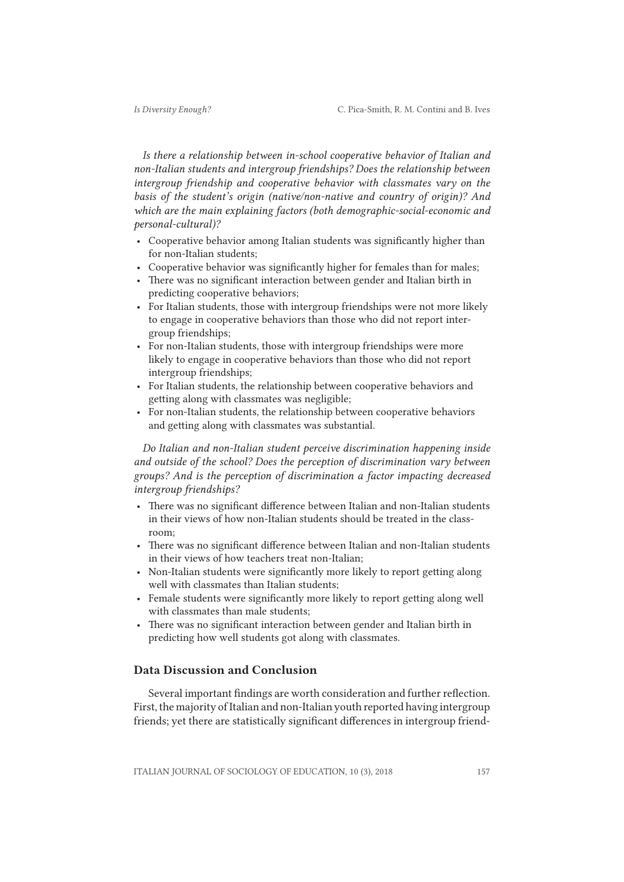*Is there a relationship between in-school cooperative behavior of Italian and non-Italian students and intergroup friendships? Does the relationship between intergroup friendship and cooperative behavior with classmates vary on the basis of the student's origin (native/non-native and country of origin)? And which are the main explaining factors (both demographic-social-economic and personal-cultural)?*

- Cooperative behavior among Italian students was significantly higher than for non-Italian students;
- Cooperative behavior was significantly higher for females than for males;
- There was no significant interaction between gender and Italian birth in predicting cooperative behaviors;
- For Italian students, those with intergroup friendships were not more likely to engage in cooperative behaviors than those who did not report intergroup friendships;
- For non-Italian students, those with intergroup friendships were more likely to engage in cooperative behaviors than those who did not report intergroup friendships;
- For Italian students, the relationship between cooperative behaviors and getting along with classmates was negligible;
- For non-Italian students, the relationship between cooperative behaviors and getting along with classmates was substantial.

*Do Italian and non-Italian student perceive discrimination happening inside and outside of the school? Does the perception of discrimination vary between groups? And is the perception of discrimination a factor impacting decreased intergroup friendships?*

- There was no significant difference between Italian and non-Italian students in their views of how non-Italian students should be treated in the classroom;
- There was no significant difference between Italian and non-Italian students in their views of how teachers treat non-Italian;
- Non-Italian students were significantly more likely to report getting along well with classmates than Italian students;
- Female students were significantly more likely to report getting along well with classmates than male students;
- There was no significant interaction between gender and Italian birth in predicting how well students got along with classmates.

## Data Discussion and Conclusion

Several important findings are worth consideration and further reflection. First, the majority of Italian and non-Italian youth reported having intergroup friends; yet there are statistically significant differences in intergroup friend-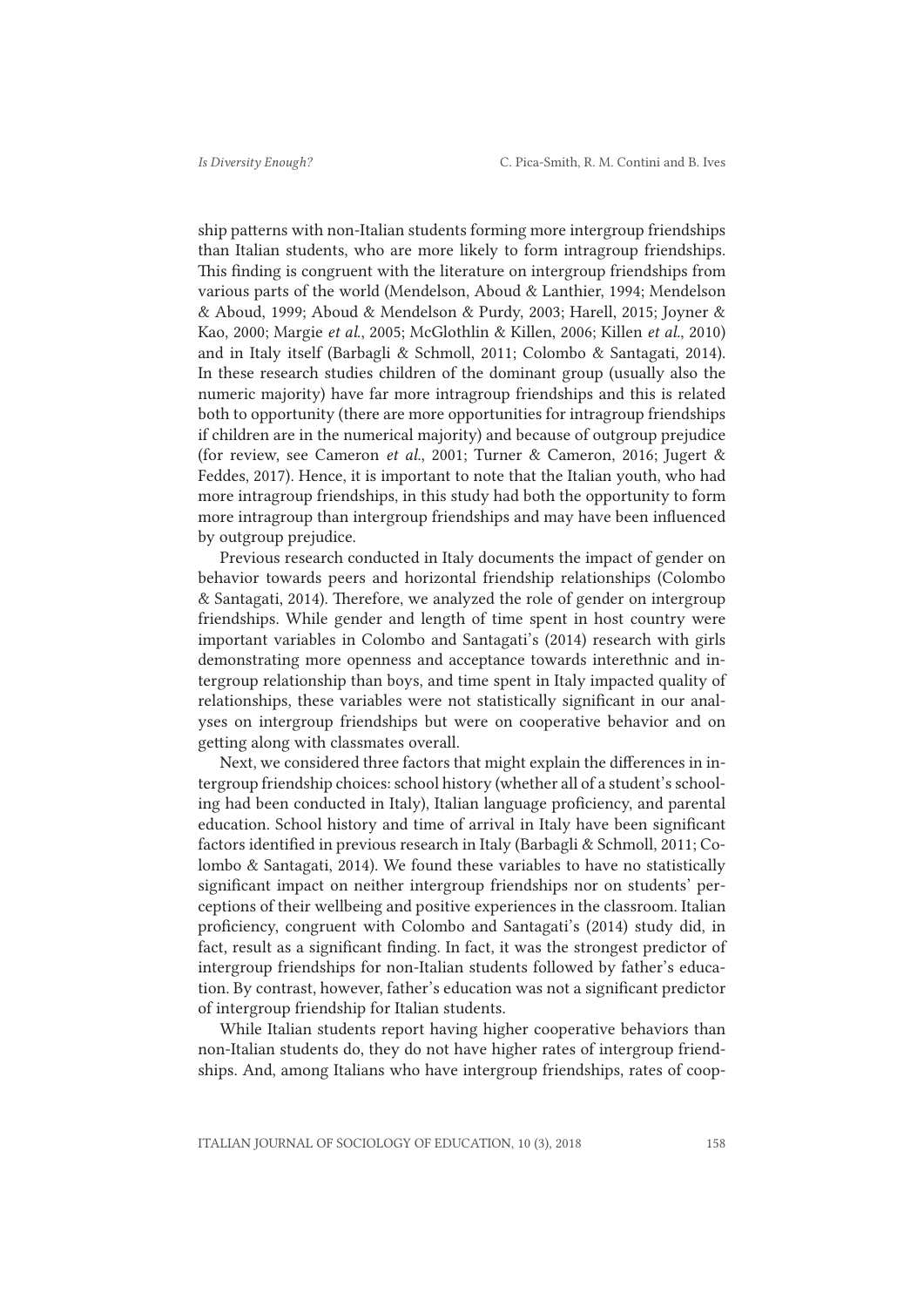ship patterns with non-Italian students forming more intergroup friendships than Italian students, who are more likely to form intragroup friendships. This finding is congruent with the literature on intergroup friendships from various parts of the world (Mendelson, Aboud & Lanthier, 1994; Mendelson & Aboud, 1999; Aboud & Mendelson & Purdy, 2003; Harell, 2015; Joyner & Kao, 2000; Margie *et al.*, 2005; McGlothlin & Killen, 2006; Killen *et al.*, 2010) and in Italy itself (Barbagli & Schmoll, 2011; Colombo & Santagati, 2014). In these research studies children of the dominant group (usually also the numeric majority) have far more intragroup friendships and this is related both to opportunity (there are more opportunities for intragroup friendships if children are in the numerical majority) and because of outgroup prejudice (for review, see Cameron *et al.*, 2001; Turner & Cameron, 2016; Jugert & Feddes, 2017). Hence, it is important to note that the Italian youth, who had more intragroup friendships, in this study had both the opportunity to form more intragroup than intergroup friendships and may have been influenced by outgroup prejudice.

Previous research conducted in Italy documents the impact of gender on behavior towards peers and horizontal friendship relationships (Colombo & Santagati, 2014). Therefore, we analyzed the role of gender on intergroup friendships. While gender and length of time spent in host country were important variables in Colombo and Santagati's (2014) research with girls demonstrating more openness and acceptance towards interethnic and intergroup relationship than boys, and time spent in Italy impacted quality of relationships, these variables were not statistically significant in our analyses on intergroup friendships but were on cooperative behavior and on getting along with classmates overall.

Next, we considered three factors that might explain the differences in intergroup friendship choices: school history (whether all of a student's schooling had been conducted in Italy), Italian language proficiency, and parental education. School history and time of arrival in Italy have been significant factors identified in previous research in Italy (Barbagli & Schmoll, 2011; Colombo & Santagati, 2014). We found these variables to have no statistically significant impact on neither intergroup friendships nor on students' perceptions of their wellbeing and positive experiences in the classroom. Italian proficiency, congruent with Colombo and Santagati's (2014) study did, in fact, result as a significant finding. In fact, it was the strongest predictor of intergroup friendships for non-Italian students followed by father's education. By contrast, however, father's education was not a significant predictor of intergroup friendship for Italian students.

While Italian students report having higher cooperative behaviors than non-Italian students do, they do not have higher rates of intergroup friendships. And, among Italians who have intergroup friendships, rates of coop-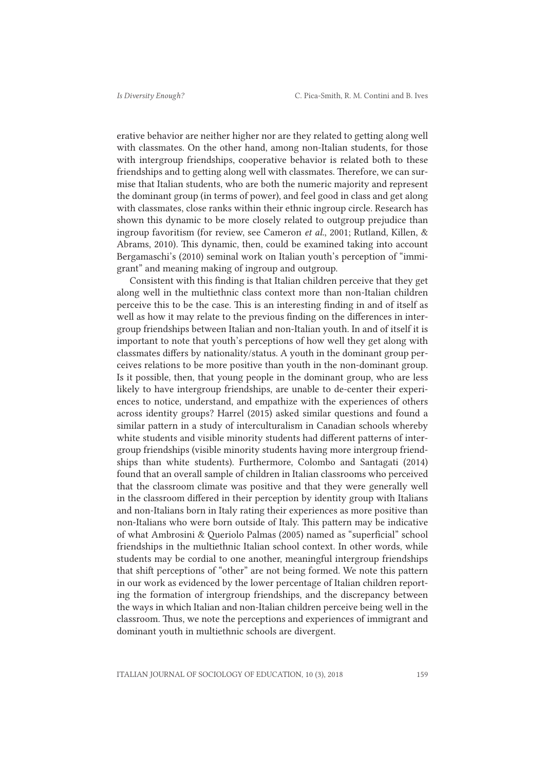erative behavior are neither higher nor are they related to getting along well with classmates. On the other hand, among non-Italian students, for those with intergroup friendships, cooperative behavior is related both to these friendships and to getting along well with classmates. Therefore, we can surmise that Italian students, who are both the numeric majority and represent the dominant group (in terms of power), and feel good in class and get along with classmates, close ranks within their ethnic ingroup circle. Research has shown this dynamic to be more closely related to outgroup prejudice than ingroup favoritism (for review, see Cameron *et al.*, 2001; Rutland, Killen, & Abrams, 2010). This dynamic, then, could be examined taking into account Bergamaschi's (2010) seminal work on Italian youth's perception of "immigrant" and meaning making of ingroup and outgroup.

Consistent with this finding is that Italian children perceive that they get along well in the multiethnic class context more than non-Italian children perceive this to be the case. This is an interesting finding in and of itself as well as how it may relate to the previous finding on the differences in intergroup friendships between Italian and non-Italian youth. In and of itself it is important to note that youth's perceptions of how well they get along with classmates differs by nationality/status. A youth in the dominant group perceives relations to be more positive than youth in the non-dominant group. Is it possible, then, that young people in the dominant group, who are less likely to have intergroup friendships, are unable to de-center their experiences to notice, understand, and empathize with the experiences of others across identity groups? Harrel (2015) asked similar questions and found a similar pattern in a study of interculturalism in Canadian schools whereby white students and visible minority students had different patterns of intergroup friendships (visible minority students having more intergroup friendships than white students). Furthermore, Colombo and Santagati (2014) found that an overall sample of children in Italian classrooms who perceived that the classroom climate was positive and that they were generally well in the classroom differed in their perception by identity group with Italians and non-Italians born in Italy rating their experiences as more positive than non-Italians who were born outside of Italy. This pattern may be indicative of what Ambrosini & Queriolo Palmas (2005) named as "superficial" school friendships in the multiethnic Italian school context. In other words, while students may be cordial to one another, meaningful intergroup friendships that shift perceptions of "other" are not being formed. We note this pattern in our work as evidenced by the lower percentage of Italian children reporting the formation of intergroup friendships, and the discrepancy between the ways in which Italian and non-Italian children perceive being well in the classroom. Thus, we note the perceptions and experiences of immigrant and dominant youth in multiethnic schools are divergent.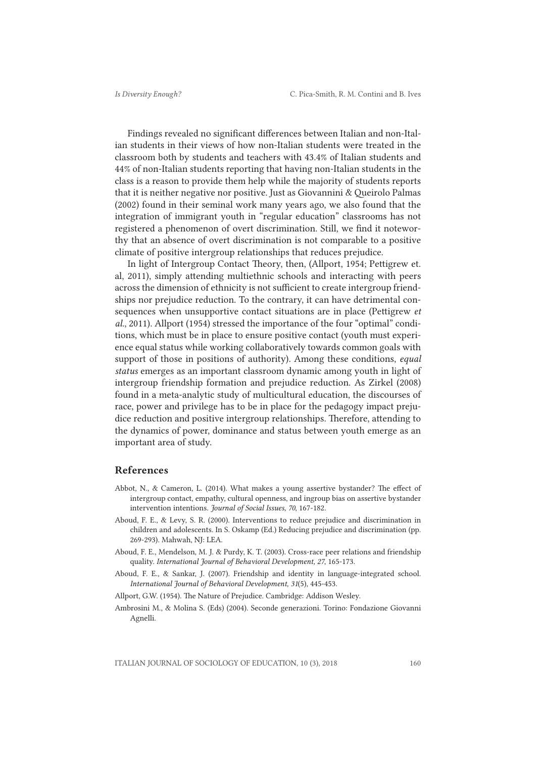Findings revealed no significant differences between Italian and non-Italian students in their views of how non-Italian students were treated in the classroom both by students and teachers with 43.4% of Italian students and 44% of non-Italian students reporting that having non-Italian students in the class is a reason to provide them help while the majority of students reports that it is neither negative nor positive. Just as Giovannini & Queirolo Palmas (2002) found in their seminal work many years ago, we also found that the integration of immigrant youth in "regular education" classrooms has not registered a phenomenon of overt discrimination. Still, we find it noteworthy that an absence of overt discrimination is not comparable to a positive climate of positive intergroup relationships that reduces prejudice.

In light of Intergroup Contact Theory, then, (Allport, 1954; Pettigrew et. al, 2011), simply attending multiethnic schools and interacting with peers across the dimension of ethnicity is not sufficient to create intergroup friendships nor prejudice reduction. To the contrary, it can have detrimental consequences when unsupportive contact situations are in place (Pettigrew *et al.*, 2011). Allport (1954) stressed the importance of the four "optimal" conditions, which must be in place to ensure positive contact (youth must experience equal status while working collaboratively towards common goals with support of those in positions of authority). Among these conditions, *equal status* emerges as an important classroom dynamic among youth in light of intergroup friendship formation and prejudice reduction. As Zirkel (2008) found in a meta-analytic study of multicultural education, the discourses of race, power and privilege has to be in place for the pedagogy impact prejudice reduction and positive intergroup relationships. Therefore, attending to the dynamics of power, dominance and status between youth emerge as an important area of study.

## References

Abbot, N., & Cameron, L. (2014). What makes a young assertive bystander? The effect of intergroup contact, empathy, cultural openness, and ingroup bias on assertive bystander intervention intentions. *Journal of Social Issues, 70*, 167-182.

Aboud, F. E., & Levy, S. R. (2000). Interventions to reduce prejudice and discrimination in children and adolescents. In S. Oskamp (Ed.) Reducing prejudice and discrimination (pp. 269-293). Mahwah, NJ: LEA.

Aboud, F. E., Mendelson, M. J. & Purdy, K. T. (2003). Cross-race peer relations and friendship quality. *International Journal of Behavioral Development, 27*, 165-173.

Aboud, F. E., & Sankar, J. (2007). Friendship and identity in language-integrated school. *International Journal of Behavioral Development, 31*(5), 445-453.

Allport, G.W. (1954). The Nature of Prejudice. Cambridge: Addison Wesley.

Ambrosini M., & Molina S. (Eds) (2004). Seconde generazioni. Torino: Fondazione Giovanni Agnelli.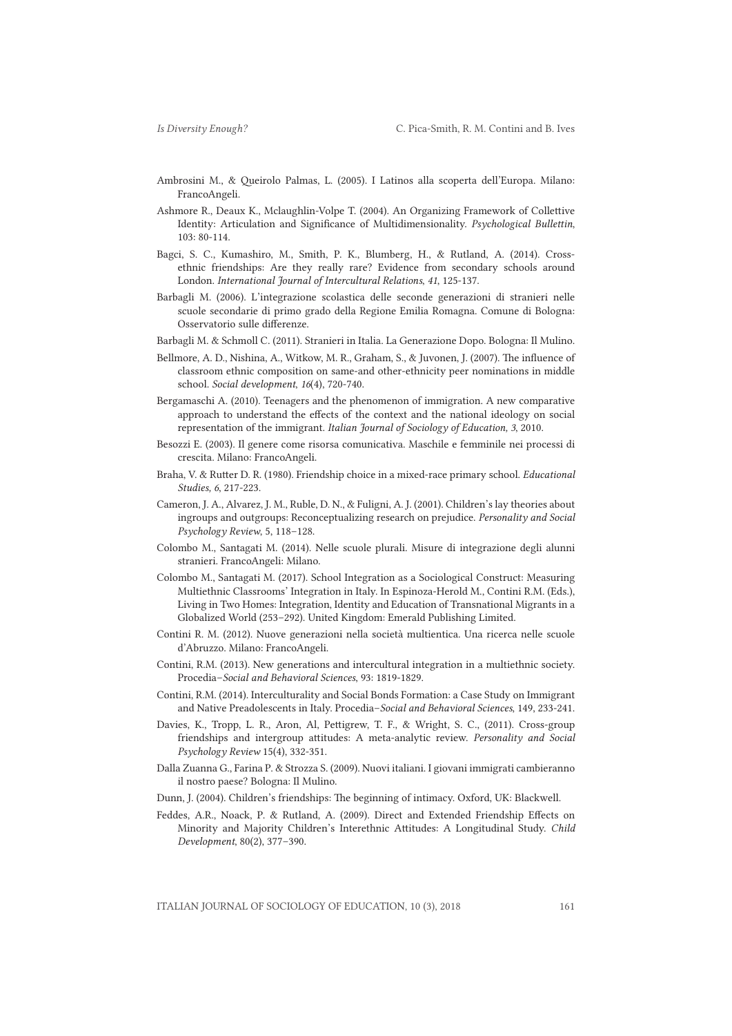Ambrosini M., & Queirolo Palmas, L. (2005). I Latinos alla scoperta dell'Europa. Milano: FrancoAngeli.

Ashmore R., Deaux K., Mclaughlin-Volpe T. (2004). An Organizing Framework of Collettive Identity: Articulation and Significance of Multidimensionality. *Psychological Bullettin*, 103: 80-114.

Bagci, S. C., Kumashiro, M., Smith, P. K., Blumberg, H., & Rutland, A. (2014). Cross-ethnic friendships: Are they really rare? Evidence from secondary schools around London. *International Journal of Intercultural Relations*, *41*, 125-137.

Barbagli M. (2006). L'integrazione scolastica delle seconde generazioni di stranieri nelle scuole secondarie di primo grado della Regione Emilia Romagna. Comune di Bologna: Osservatorio sulle differenze.

Barbagli M. & Schmoll C. (2011). Stranieri in Italia. La Generazione Dopo. Bologna: Il Mulino.

Bellmore, A. D., Nishina, A., Witkow, M. R., Graham, S., & Juvonen, J. (2007). The influence of classroom ethnic composition on same-and other-ethnicity peer nominations in middle school. *Social development*, *16*(4), 720-740.

Bergamaschi A. (2010). Teenagers and the phenomenon of immigration. A new comparative approach to understand the effects of the context and the national ideology on social representation of the immigrant. *Italian Journal of Sociology of Education, 3*, 2010.

Besozzi E. (2003). Il genere come risorsa comunicativa. Maschile e femminile nei processi di crescita. Milano: FrancoAngeli.

Braha, V. & Rutter D. R. (1980). Friendship choice in a mixed-race primary school. *Educational Studies, 6*, 217-223.

Cameron, J. A., Alvarez, J. M., Ruble, D. N., & Fuligni, A. J. (2001). Children's lay theories about ingroups and outgroups: Reconceptualizing research on prejudice. *Personality and Social Psychology Review*, 5, 118–128.

Colombo M., Santagati M. (2014). Nelle scuole plurali. Misure di integrazione degli alunni stranieri. FrancoAngeli: Milano.

Colombo M., Santagati M. (2017). School Integration as a Sociological Construct: Measuring Multiethnic Classrooms' Integration in Italy. In Espinoza-Herold M., Contini R.M. (Eds.), Living in Two Homes: Integration, Identity and Education of Transnational Migrants in a Globalized World (253–292). United Kingdom: Emerald Publishing Limited.

Contini R. M. (2012). Nuove generazioni nella società multientica. Una ricerca nelle scuole d'Abruzzo. Milano: FrancoAngeli.

Contini, R.M. (2013). New generations and intercultural integration in a multiethnic society. Procedia–*Social and Behavioral Sciences*, 93: 1819-1829.

Contini, R.M. (2014). Interculturality and Social Bonds Formation: a Case Study on Immigrant and Native Preadolescents in Italy. Procedia–*Social and Behavioral Sciences*, 149, 233-241.

Davies, K., Tropp, L. R., Aron, Al, Pettigrew, T. F., & Wright, S. C., (2011). Cross-group friendships and intergroup attitudes: A meta-analytic review. *Personality and Social Psychology Review* 15(4), 332-351.

Dalla Zuanna G., Farina P. & Strozza S. (2009). Nuovi italiani. I giovani immigrati cambieranno il nostro paese? Bologna: Il Mulino.

Dunn, J. (2004). Children's friendships: The beginning of intimacy. Oxford, UK: Blackwell.

Feddes, A.R., Noack, P. & Rutland, A. (2009). Direct and Extended Friendship Effects on Minority and Majority Children's Interethnic Attitudes: A Longitudinal Study. *Child Development*, 80(2), 377–390.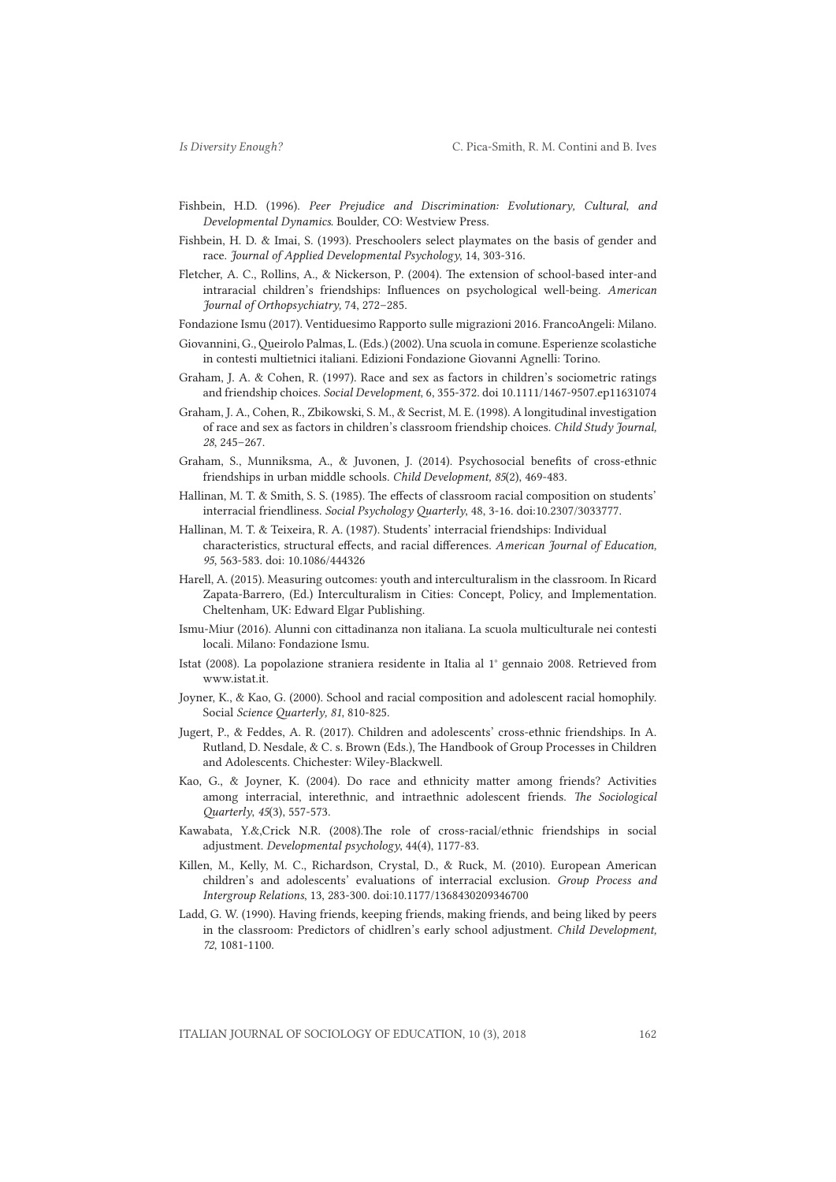Fishbein, H.D. (1996). *Peer Prejudice and Discrimination: Evolutionary, Cultural, and Developmental Dynamics.* Boulder, CO: Westview Press.

Fishbein, H. D. & Imai, S. (1993). Preschoolers select playmates on the basis of gender and race. *Journal of Applied Developmental Psychology*, 14, 303-316.

Fletcher, A. C., Rollins, A., & Nickerson, P. (2004). The extension of school-based inter-and intraracial children's friendships: Influences on psychological well-being. *American Journal of Orthopsychiatry,* 74, 272–285.

Fondazione Ismu (2017). Ventiduesimo Rapporto sulle migrazioni 2016. FrancoAngeli: Milano.

Giovannini, G., Queirolo Palmas, L. (Eds.) (2002). Una scuola in comune. Esperienze scolastiche in contesti multietnici italiani. Edizioni Fondazione Giovanni Agnelli: Torino.

Graham, J. A. & Cohen, R. (1997). Race and sex as factors in children's sociometric ratings and friendship choices. *Social Development*, 6, 355-372. doi 10.1111/1467-9507.ep11631074

Graham, J. A., Cohen, R., Zbikowski, S. M., & Secrist, M. E. (1998). A longitudinal investigation of race and sex as factors in children's classroom friendship choices. *Child Study Journal, 28*, 245–267.

Graham, S., Munniksma, A., & Juvonen, J. (2014). Psychosocial benefits of cross-ethnic friendships in urban middle schools. *Child Development, 85*(2), 469-483.

Hallinan, M. T. & Smith, S. S. (1985). The effects of classroom racial composition on students' interracial friendliness. *Social Psychology Quarterly*, 48, 3-16. doi:10.2307/3033777.

Hallinan, M. T. & Teixeira, R. A. (1987). Students' interracial friendships: Individual characteristics, structural effects, and racial differences. *American Journal of Education, 95*, 563-583. doi: 10.1086/444326

Harell, A. (2015). Measuring outcomes: youth and interculturalism in the classroom. In Ricard Zapata-Barrero, (Ed.) Interculturalism in Cities: Concept, Policy, and Implementation. Cheltenham, UK: Edward Elgar Publishing.

Ismu-Miur (2016). Alunni con cittadinanza non italiana. La scuola multiculturale nei contesti locali. Milano: Fondazione Ismu.

Istat (2008). La popolazione straniera residente in Italia al 1° gennaio 2008. Retrieved from www.istat.it.

Joyner, K., & Kao, G. (2000). School and racial composition and adolescent racial homophily. Social *Science Quarterly, 81*, 810-825.

Jugert, P., & Feddes, A. R. (2017). Children and adolescents' cross-ethnic friendships. In A. Rutland, D. Nesdale, & C. s. Brown (Eds.), The Handbook of Group Processes in Children and Adolescents. Chichester: Wiley-Blackwell.

Kao, G., & Joyner, K. (2004). Do race and ethnicity matter among friends? Activities among interracial, interethnic, and intraethnic adolescent friends. *The Sociological Quarterly, 45*(3), 557-573.

Kawabata, Y.&,Crick N.R. (2008).The role of cross-racial/ethnic friendships in social adjustment. *Developmental psychology*, 44(4), 1177-83.

Killen, M., Kelly, M. C., Richardson, Crystal, D., & Ruck, M. (2010). European American children's and adolescents' evaluations of interracial exclusion. *Group Process and Intergroup Relations*, 13, 283-300. doi:10.1177/1368430209346700

Ladd, G. W. (1990). Having friends, keeping friends, making friends, and being liked by peers in the classroom: Predictors of chidlren's early school adjustment. *Child Development, 72*, 1081-1100.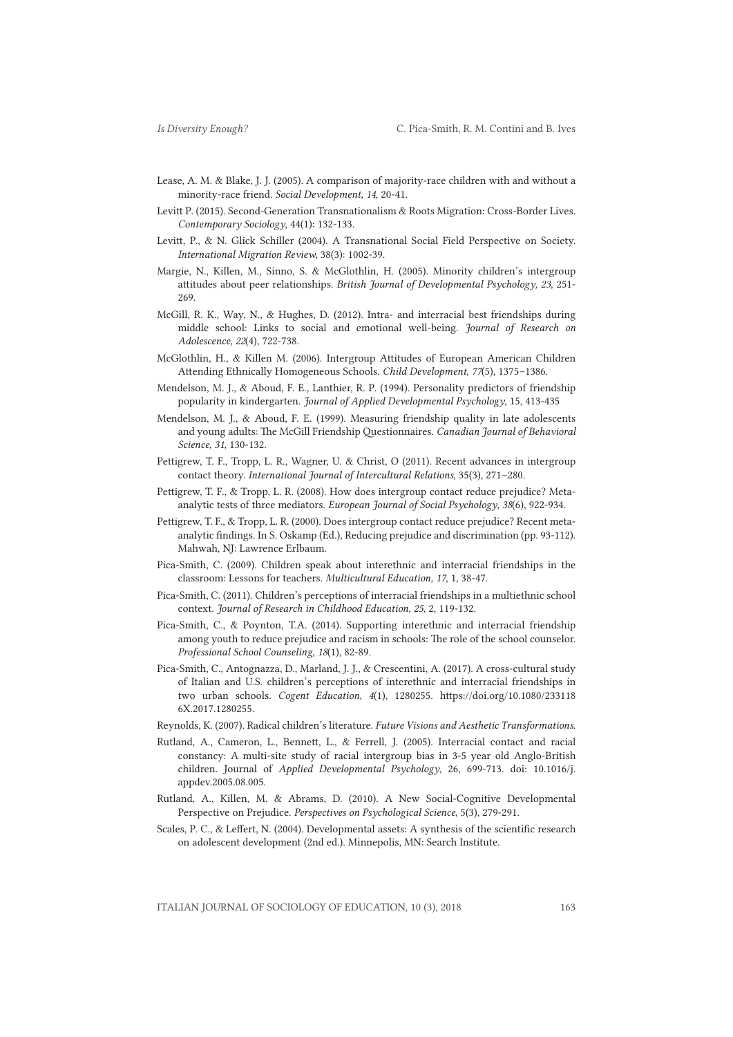Lease, A. M. & Blake, J. J. (2005). A comparison of majority-race children with and without a minority-race friend. *Social Development, 14*, 20-41.

Levitt P. (2015). Second-Generation Transnationalism & Roots Migration: Cross-Border Lives. *Contemporary Sociology*, 44(1): 132-133.

Levitt, P., & N. Glick Schiller (2004). A Transnational Social Field Perspective on Society. *International Migration Review*, 38(3): 1002-39.

Margie, N., Killen, M., Sinno, S. & McGlothlin, H. (2005). Minority children's intergroup attitudes about peer relationships. *British Journal of Developmental Psychology, 23*, 251-269.

McGill, R. K., Way, N., & Hughes, D. (2012). Intra- and interracial best friendships during middle school: Links to social and emotional well-being. *Journal of Research on Adolescence, 22*(4), 722-738.

McGlothlin, H., & Killen M. (2006). Intergroup Attitudes of European American Children Attending Ethnically Homogeneous Schools. *Child Development, 77*(5), 1375–1386.

Mendelson, M. J., & Aboud, F. E., Lanthier, R. P. (1994). Personality predictors of friendship popularity in kindergarten. *Journal of Applied Developmental Psychology*, 15, 413-435

Mendelson, M. J., & Aboud, F. E. (1999). Measuring friendship quality in late adolescents and young adults: The McGill Friendship Questionnaires. *Canadian Journal of Behavioral Science, 31*, 130-132.

Pettigrew, T. F., Tropp, L. R., Wagner, U. & Christ, O (2011). Recent advances in intergroup contact theory. *International Journal of Intercultural Relations*, 35(3), 271–280.

Pettigrew, T. F., & Tropp, L. R. (2008). How does intergroup contact reduce prejudice? Meta-analytic tests of three mediators. *European Journal of Social Psychology, 38*(6), 922-934.

Pettigrew, T. F., & Tropp, L. R. (2000). Does intergroup contact reduce prejudice? Recent meta-analytic findings. In S. Oskamp (Ed.), Reducing prejudice and discrimination (pp. 93-112). Mahwah, NJ: Lawrence Erlbaum.

Pica-Smith, C. (2009). Children speak about interethnic and interracial friendships in the classroom: Lessons for teachers. *Multicultural Education, 17*, 1, 38-47.

Pica-Smith, C. (2011). Children's perceptions of interracial friendships in a multiethnic school context. *Journal of Research in Childhood Education, 25*, 2, 119-132.

Pica-Smith, C., & Poynton, T.A. (2014). Supporting interethnic and interracial friendship among youth to reduce prejudice and racism in schools: The role of the school counselor. *Professional School Counseling, 18*(1), 82-89.

Pica-Smith, C., Antognazza, D., Marland, J. J., & Crescentini, A. (2017). A cross-cultural study of Italian and U.S. children's perceptions of interethnic and interracial friendships in two urban schools. *Cogent Education, 4*(1), 1280255. https://doi.org/10.1080/2331186X.2017.1280255.

Reynolds, K. (2007). Radical children's literature. *Future Visions and Aesthetic Transformations*.

Rutland, A., Cameron, L., Bennett, L., & Ferrell, J. (2005). Interracial contact and racial constancy: A multi-site study of racial intergroup bias in 3-5 year old Anglo-British children. Journal of *Applied Developmental Psychology*, 26, 699-713. doi: 10.1016/j.appdev.2005.08.005.

Rutland, A., Killen, M. & Abrams, D. (2010). A New Social-Cognitive Developmental Perspective on Prejudice. *Perspectives on Psychological Science*, 5(3), 279-291.

Scales, P. C., & Leffert, N. (2004). Developmental assets: A synthesis of the scientific research on adolescent development (2nd ed.). Minneapolis, MN: Search Institute.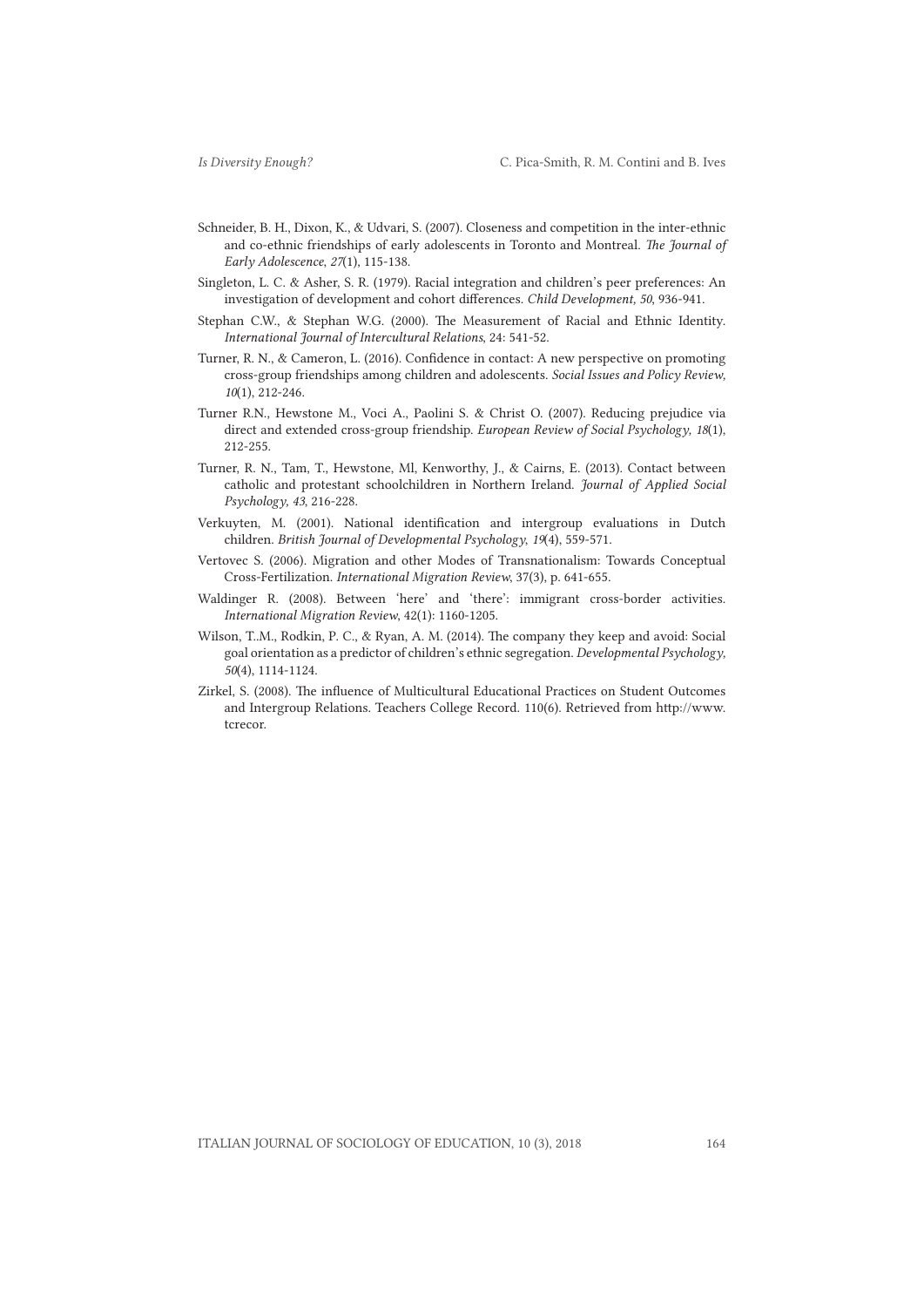Schneider, B. H., Dixon, K., & Udvari, S. (2007). Closeness and competition in the inter-ethnic and co-ethnic friendships of early adolescents in Toronto and Montreal. *The Journal of Early Adolescence*, *27*(1), 115-138.

Singleton, L. C. & Asher, S. R. (1979). Racial integration and children's peer preferences: An investigation of development and cohort differences. *Child Development, 50*, 936-941.

Stephan C.W., & Stephan W.G. (2000). The Measurement of Racial and Ethnic Identity. *International Journal of Intercultural Relations*, 24: 541-52.

Turner, R. N., & Cameron, L. (2016). Confidence in contact: A new perspective on promoting cross-group friendships among children and adolescents. *Social Issues and Policy Review, 10*(1), 212-246.

Turner R.N., Hewstone M., Voci A., Paolini S. & Christ O. (2007). Reducing prejudice via direct and extended cross-group friendship. *European Review of Social Psychology, 18*(1), 212-255.

Turner, R. N., Tam, T., Hewstone, Ml, Kenworthy, J., & Cairns, E. (2013). Contact between catholic and protestant schoolchildren in Northern Ireland. *Journal of Applied Social Psychology, 43*, 216-228.

Verkuyten, M. (2001). National identification and intergroup evaluations in Dutch children. *British Journal of Developmental Psychology*, *19*(4), 559-571.

Vertovec S. (2006). Migration and other Modes of Transnationalism: Towards Conceptual Cross-Fertilization. *International Migration Review*, 37(3), p. 641-655.

Waldinger R. (2008). Between 'here' and 'there': immigrant cross-border activities. *International Migration Review*, 42(1): 1160-1205.

Wilson, T..M., Rodkin, P. C., & Ryan, A. M. (2014). The company they keep and avoid: Social goal orientation as a predictor of children's ethnic segregation. *Developmental Psychology, 50*(4), 1114-1124.

Zirkel, S. (2008). The influence of Multicultural Educational Practices on Student Outcomes and Intergroup Relations. Teachers College Record. 110(6). Retrieved from http://www.tcrecor.